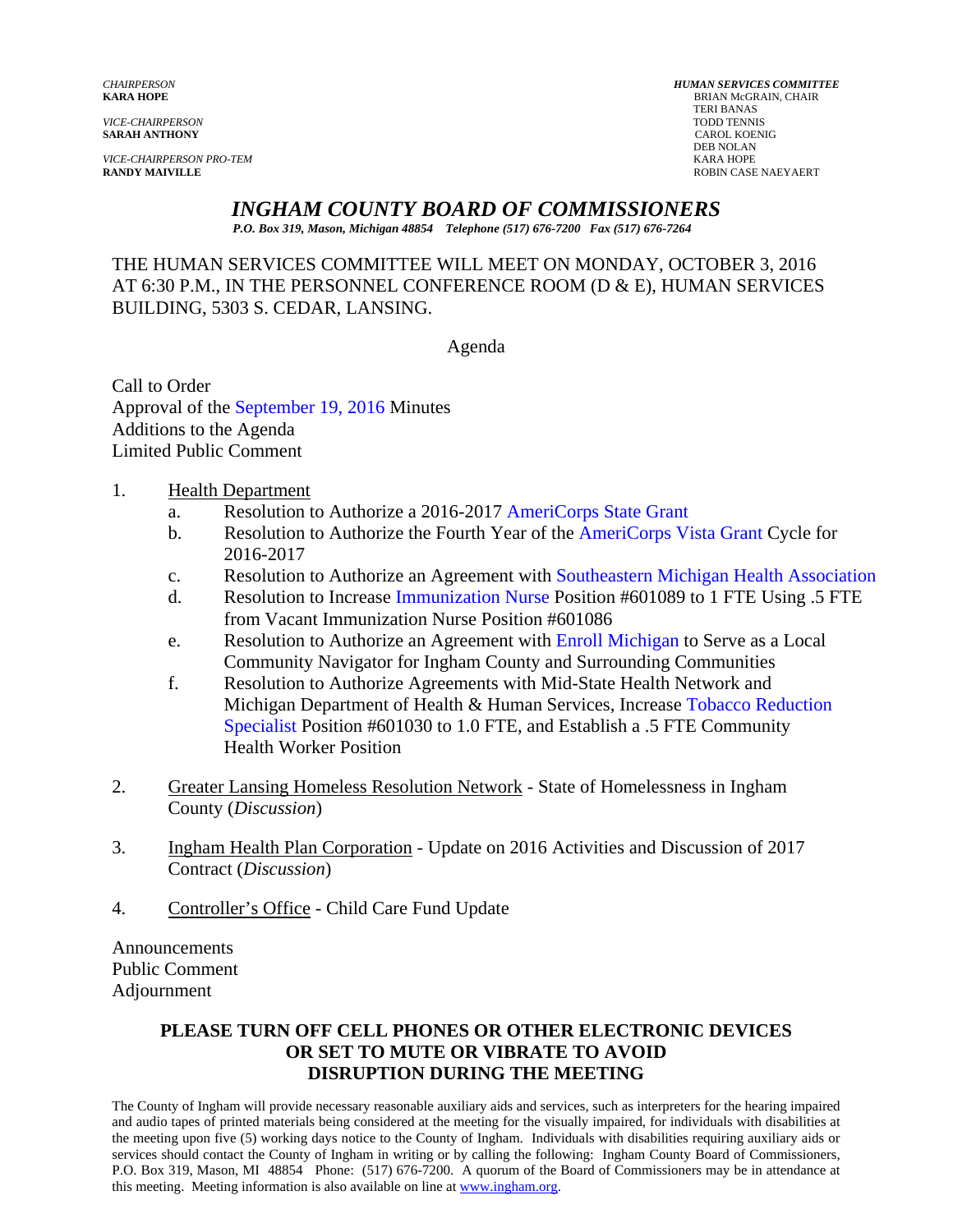*CHAIRPERSON*
**KARA HOPE**

*VICE-CHAIRPERSON*
**SARAH ANTHONY**

*VICE-CHAIRPERSON PRO-TEM*
**RANDY MAIVILLE**

***HUMAN SERVICES COMMITTEE***
BRIAN McGRAIN, CHAIR
TERI BANAS
TODD TENNIS
CAROL KOENIG
DEB NOLAN
KARA HOPE
ROBIN CASE NAEYAERT

# *INGHAM COUNTY BOARD OF COMMISSIONERS*

***P.O. Box 319, Mason, Michigan 48854 Telephone (517) 676-7200 Fax (517) 676-7264***

THE HUMAN SERVICES COMMITTEE WILL MEET ON MONDAY, OCTOBER 3, 2016 AT 6:30 P.M., IN THE PERSONNEL CONFERENCE ROOM (D & E), HUMAN SERVICES BUILDING, 5303 S. CEDAR, LANSING.

Agenda

Call to Order
Approval of the September 19, 2016 Minutes
Additions to the Agenda
Limited Public Comment

1. Health Department
   a. Resolution to Authorize a 2016-2017 AmeriCorps State Grant
   b. Resolution to Authorize the Fourth Year of the AmeriCorps Vista Grant Cycle for 2016-2017
   c. Resolution to Authorize an Agreement with Southeastern Michigan Health Association
   d. Resolution to Increase Immunization Nurse Position #601089 to 1 FTE Using .5 FTE from Vacant Immunization Nurse Position #601086
   e. Resolution to Authorize an Agreement with Enroll Michigan to Serve as a Local Community Navigator for Ingham County and Surrounding Communities
   f. Resolution to Authorize Agreements with Mid-State Health Network and Michigan Department of Health & Human Services, Increase Tobacco Reduction Specialist Position #601030 to 1.0 FTE, and Establish a .5 FTE Community Health Worker Position

2. Greater Lansing Homeless Resolution Network - State of Homelessness in Ingham County (*Discussion*)

3. Ingham Health Plan Corporation - Update on 2016 Activities and Discussion of 2017 Contract (*Discussion*)

4. Controller's Office - Child Care Fund Update

Announcements
Public Comment
Adjournment

**PLEASE TURN OFF CELL PHONES OR OTHER ELECTRONIC DEVICES OR SET TO MUTE OR VIBRATE TO AVOID DISRUPTION DURING THE MEETING**

The County of Ingham will provide necessary reasonable auxiliary aids and services, such as interpreters for the hearing impaired and audio tapes of printed materials being considered at the meeting for the visually impaired, for individuals with disabilities at the meeting upon five (5) working days notice to the County of Ingham. Individuals with disabilities requiring auxiliary aids or services should contact the County of Ingham in writing or by calling the following: Ingham County Board of Commissioners, P.O. Box 319, Mason, MI 48854 Phone: (517) 676-7200. A quorum of the Board of Commissioners may be in attendance at this meeting. Meeting information is also available on line at www.ingham.org.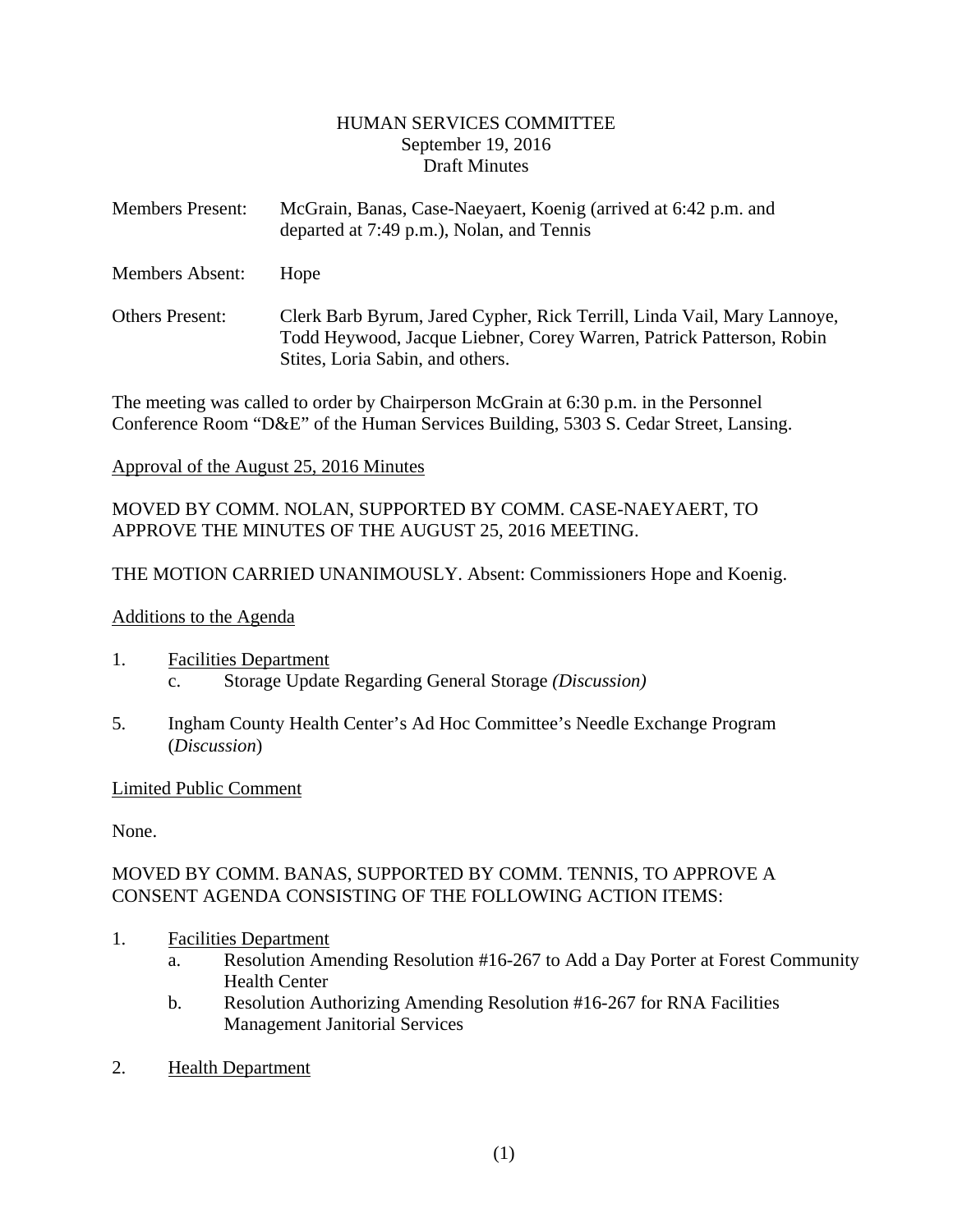HUMAN SERVICES COMMITTEE
September 19, 2016
Draft Minutes

Members Present: McGrain, Banas, Case-Naeyaert, Koenig (arrived at 6:42 p.m. and departed at 7:49 p.m.), Nolan, and Tennis

Members Absent: Hope

Others Present: Clerk Barb Byrum, Jared Cypher, Rick Terrill, Linda Vail, Mary Lannoye, Todd Heywood, Jacque Liebner, Corey Warren, Patrick Patterson, Robin Stites, Loria Sabin, and others.

The meeting was called to order by Chairperson McGrain at 6:30 p.m. in the Personnel Conference Room "D&E" of the Human Services Building, 5303 S. Cedar Street, Lansing.

Approval of the August 25, 2016 Minutes

MOVED BY COMM. NOLAN, SUPPORTED BY COMM. CASE-NAEYAERT, TO APPROVE THE MINUTES OF THE AUGUST 25, 2016 MEETING.

THE MOTION CARRIED UNANIMOUSLY. Absent: Commissioners Hope and Koenig.

Additions to the Agenda

1. Facilities Department
   c. Storage Update Regarding General Storage *(Discussion)*

5. Ingham County Health Center's Ad Hoc Committee's Needle Exchange Program (*Discussion*)

Limited Public Comment

None.

MOVED BY COMM. BANAS, SUPPORTED BY COMM. TENNIS, TO APPROVE A CONSENT AGENDA CONSISTING OF THE FOLLOWING ACTION ITEMS:

1. Facilities Department
   a. Resolution Amending Resolution #16-267 to Add a Day Porter at Forest Community Health Center
   b. Resolution Authorizing Amending Resolution #16-267 for RNA Facilities Management Janitorial Services

2. Health Department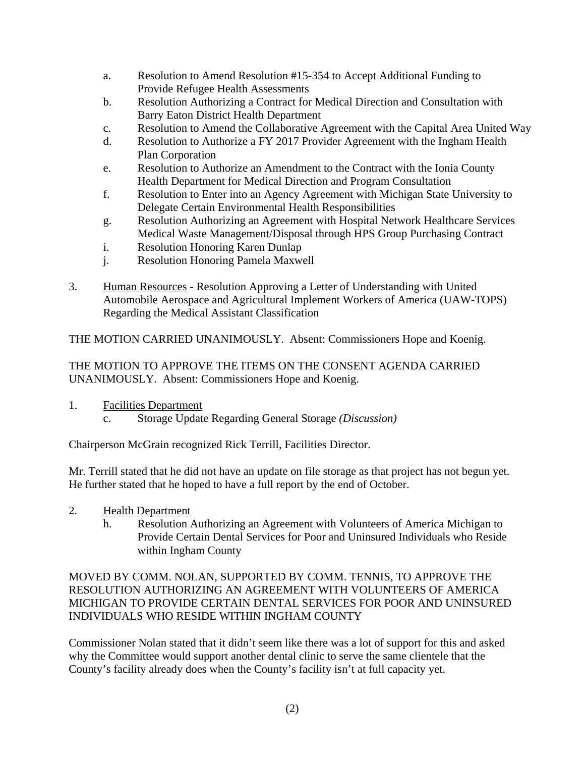a. Resolution to Amend Resolution #15-354 to Accept Additional Funding to Provide Refugee Health Assessments
   b. Resolution Authorizing a Contract for Medical Direction and Consultation with Barry Eaton District Health Department
   c. Resolution to Amend the Collaborative Agreement with the Capital Area United Way
   d. Resolution to Authorize a FY 2017 Provider Agreement with the Ingham Health Plan Corporation
   e. Resolution to Authorize an Amendment to the Contract with the Ionia County Health Department for Medical Direction and Program Consultation
   f. Resolution to Enter into an Agency Agreement with Michigan State University to Delegate Certain Environmental Health Responsibilities
   g. Resolution Authorizing an Agreement with Hospital Network Healthcare Services Medical Waste Management/Disposal through HPS Group Purchasing Contract
   i. Resolution Honoring Karen Dunlap
   j. Resolution Honoring Pamela Maxwell

3. Human Resources - Resolution Approving a Letter of Understanding with United Automobile Aerospace and Agricultural Implement Workers of America (UAW-TOPS) Regarding the Medical Assistant Classification

THE MOTION CARRIED UNANIMOUSLY. Absent: Commissioners Hope and Koenig.

THE MOTION TO APPROVE THE ITEMS ON THE CONSENT AGENDA CARRIED UNANIMOUSLY. Absent: Commissioners Hope and Koenig.

1. Facilities Department
   c. Storage Update Regarding General Storage *(Discussion)*

Chairperson McGrain recognized Rick Terrill, Facilities Director.

Mr. Terrill stated that he did not have an update on file storage as that project has not begun yet. He further stated that he hoped to have a full report by the end of October.

2. Health Department
   h. Resolution Authorizing an Agreement with Volunteers of America Michigan to Provide Certain Dental Services for Poor and Uninsured Individuals who Reside within Ingham County

MOVED BY COMM. NOLAN, SUPPORTED BY COMM. TENNIS, TO APPROVE THE RESOLUTION AUTHORIZING AN AGREEMENT WITH VOLUNTEERS OF AMERICA MICHIGAN TO PROVIDE CERTAIN DENTAL SERVICES FOR POOR AND UNINSURED INDIVIDUALS WHO RESIDE WITHIN INGHAM COUNTY

Commissioner Nolan stated that it didn't seem like there was a lot of support for this and asked why the Committee would support another dental clinic to serve the same clientele that the County's facility already does when the County's facility isn't at full capacity yet.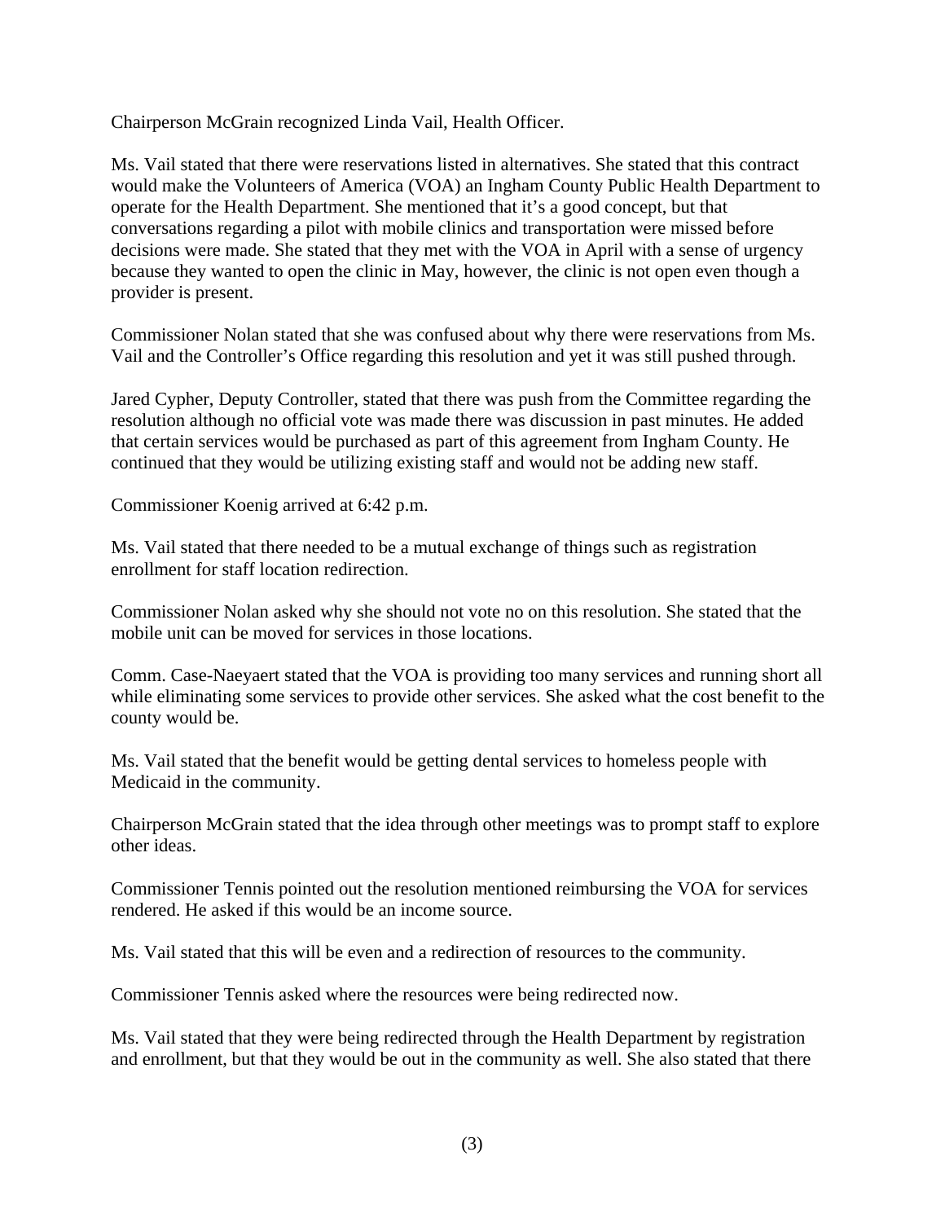Chairperson McGrain recognized Linda Vail, Health Officer.

Ms. Vail stated that there were reservations listed in alternatives. She stated that this contract would make the Volunteers of America (VOA) an Ingham County Public Health Department to operate for the Health Department. She mentioned that it's a good concept, but that conversations regarding a pilot with mobile clinics and transportation were missed before decisions were made. She stated that they met with the VOA in April with a sense of urgency because they wanted to open the clinic in May, however, the clinic is not open even though a provider is present.

Commissioner Nolan stated that she was confused about why there were reservations from Ms. Vail and the Controller's Office regarding this resolution and yet it was still pushed through.

Jared Cypher, Deputy Controller, stated that there was push from the Committee regarding the resolution although no official vote was made there was discussion in past minutes. He added that certain services would be purchased as part of this agreement from Ingham County. He continued that they would be utilizing existing staff and would not be adding new staff.

Commissioner Koenig arrived at 6:42 p.m.

Ms. Vail stated that there needed to be a mutual exchange of things such as registration enrollment for staff location redirection.

Commissioner Nolan asked why she should not vote no on this resolution. She stated that the mobile unit can be moved for services in those locations.

Comm. Case-Naeyaert stated that the VOA is providing too many services and running short all while eliminating some services to provide other services. She asked what the cost benefit to the county would be.

Ms. Vail stated that the benefit would be getting dental services to homeless people with Medicaid in the community.

Chairperson McGrain stated that the idea through other meetings was to prompt staff to explore other ideas.

Commissioner Tennis pointed out the resolution mentioned reimbursing the VOA for services rendered. He asked if this would be an income source.

Ms. Vail stated that this will be even and a redirection of resources to the community.

Commissioner Tennis asked where the resources were being redirected now.

Ms. Vail stated that they were being redirected through the Health Department by registration and enrollment, but that they would be out in the community as well. She also stated that there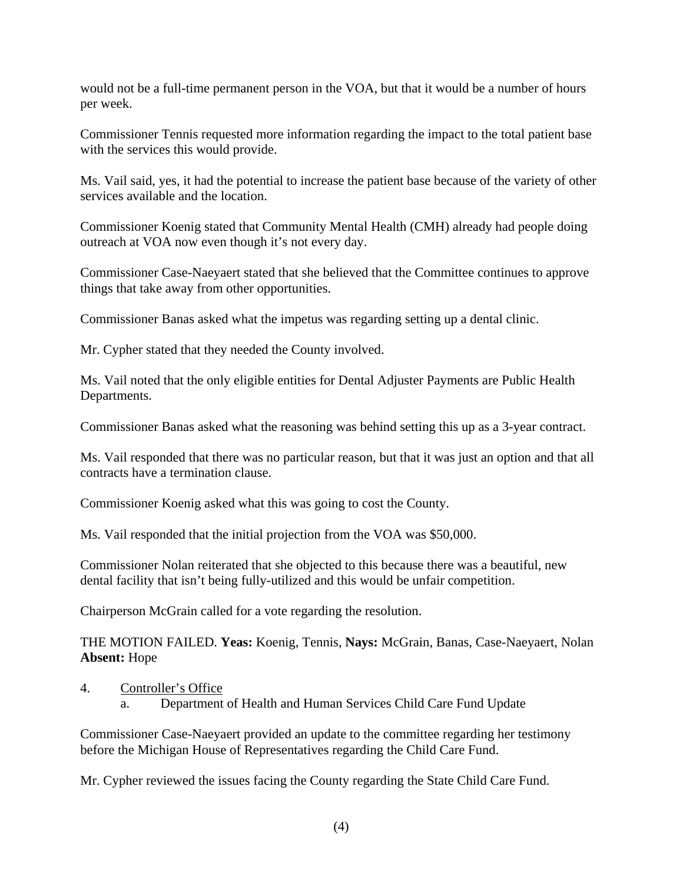would not be a full-time permanent person in the VOA, but that it would be a number of hours per week.

Commissioner Tennis requested more information regarding the impact to the total patient base with the services this would provide.

Ms. Vail said, yes, it had the potential to increase the patient base because of the variety of other services available and the location.

Commissioner Koenig stated that Community Mental Health (CMH) already had people doing outreach at VOA now even though it's not every day.

Commissioner Case-Naeyaert stated that she believed that the Committee continues to approve things that take away from other opportunities.

Commissioner Banas asked what the impetus was regarding setting up a dental clinic.

Mr. Cypher stated that they needed the County involved.

Ms. Vail noted that the only eligible entities for Dental Adjuster Payments are Public Health Departments.

Commissioner Banas asked what the reasoning was behind setting this up as a 3-year contract.

Ms. Vail responded that there was no particular reason, but that it was just an option and that all contracts have a termination clause.

Commissioner Koenig asked what this was going to cost the County.

Ms. Vail responded that the initial projection from the VOA was $50,000.

Commissioner Nolan reiterated that she objected to this because there was a beautiful, new dental facility that isn't being fully-utilized and this would be unfair competition.

Chairperson McGrain called for a vote regarding the resolution.

THE MOTION FAILED. **Yeas:** Koenig, Tennis, **Nays:** McGrain, Banas, Case-Naeyaert, Nolan **Absent:** Hope

4. Controller's Office
   a. Department of Health and Human Services Child Care Fund Update

Commissioner Case-Naeyaert provided an update to the committee regarding her testimony before the Michigan House of Representatives regarding the Child Care Fund.

Mr. Cypher reviewed the issues facing the County regarding the State Child Care Fund.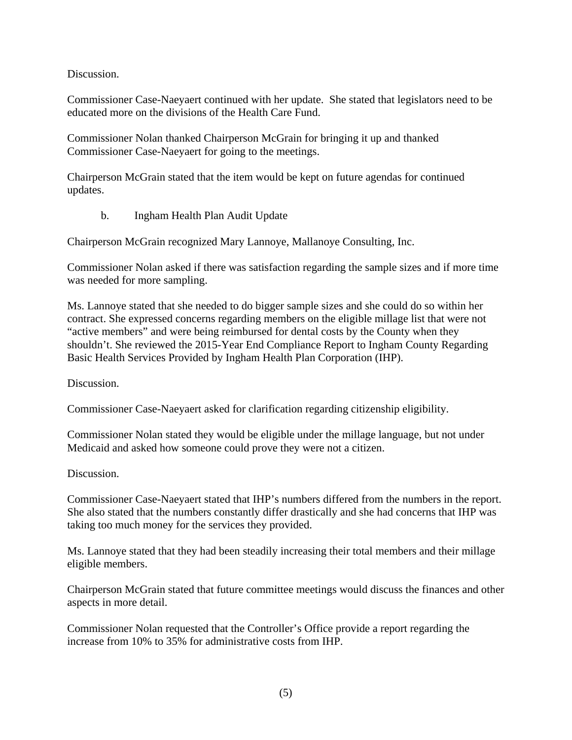Discussion.

Commissioner Case-Naeyaert continued with her update. She stated that legislators need to be educated more on the divisions of the Health Care Fund.

Commissioner Nolan thanked Chairperson McGrain for bringing it up and thanked Commissioner Case-Naeyaert for going to the meetings.

Chairperson McGrain stated that the item would be kept on future agendas for continued updates.

b. Ingham Health Plan Audit Update

Chairperson McGrain recognized Mary Lannoye, Mallanoye Consulting, Inc.

Commissioner Nolan asked if there was satisfaction regarding the sample sizes and if more time was needed for more sampling.

Ms. Lannoye stated that she needed to do bigger sample sizes and she could do so within her contract. She expressed concerns regarding members on the eligible millage list that were not "active members" and were being reimbursed for dental costs by the County when they shouldn't. She reviewed the 2015-Year End Compliance Report to Ingham County Regarding Basic Health Services Provided by Ingham Health Plan Corporation (IHP).

Discussion.

Commissioner Case-Naeyaert asked for clarification regarding citizenship eligibility.

Commissioner Nolan stated they would be eligible under the millage language, but not under Medicaid and asked how someone could prove they were not a citizen.

Discussion.

Commissioner Case-Naeyaert stated that IHP's numbers differed from the numbers in the report. She also stated that the numbers constantly differ drastically and she had concerns that IHP was taking too much money for the services they provided.

Ms. Lannoye stated that they had been steadily increasing their total members and their millage eligible members.

Chairperson McGrain stated that future committee meetings would discuss the finances and other aspects in more detail.

Commissioner Nolan requested that the Controller's Office provide a report regarding the increase from 10% to 35% for administrative costs from IHP.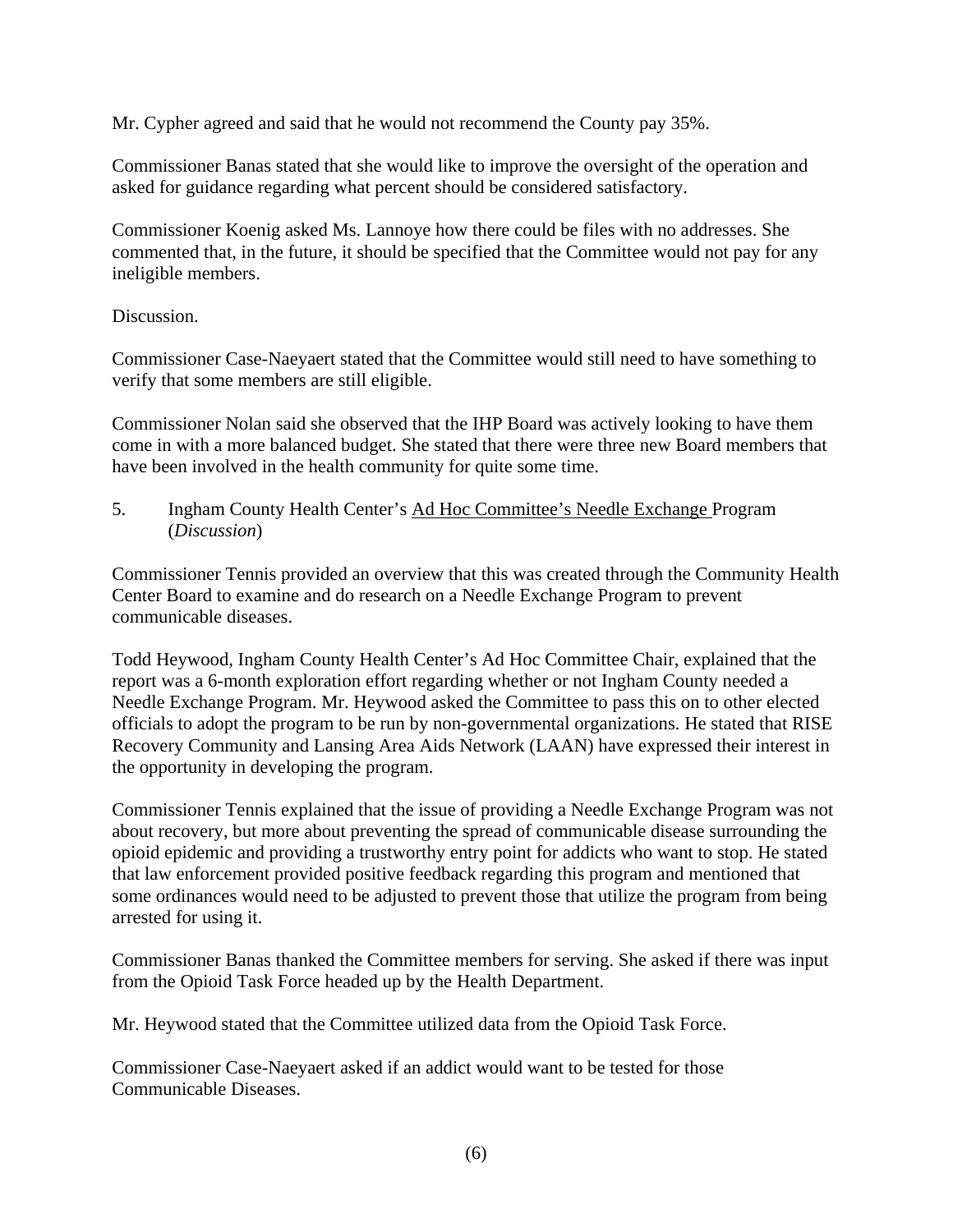Mr. Cypher agreed and said that he would not recommend the County pay 35%.

Commissioner Banas stated that she would like to improve the oversight of the operation and asked for guidance regarding what percent should be considered satisfactory.

Commissioner Koenig asked Ms. Lannoye how there could be files with no addresses. She commented that, in the future, it should be specified that the Committee would not pay for any ineligible members.

Discussion.

Commissioner Case-Naeyaert stated that the Committee would still need to have something to verify that some members are still eligible.

Commissioner Nolan said she observed that the IHP Board was actively looking to have them come in with a more balanced budget. She stated that there were three new Board members that have been involved in the health community for quite some time.

5. Ingham County Health Center's Ad Hoc Committee's Needle Exchange Program (*Discussion*)

Commissioner Tennis provided an overview that this was created through the Community Health Center Board to examine and do research on a Needle Exchange Program to prevent communicable diseases.

Todd Heywood, Ingham County Health Center's Ad Hoc Committee Chair, explained that the report was a 6-month exploration effort regarding whether or not Ingham County needed a Needle Exchange Program. Mr. Heywood asked the Committee to pass this on to other elected officials to adopt the program to be run by non-governmental organizations. He stated that RISE Recovery Community and Lansing Area Aids Network (LAAN) have expressed their interest in the opportunity in developing the program.

Commissioner Tennis explained that the issue of providing a Needle Exchange Program was not about recovery, but more about preventing the spread of communicable disease surrounding the opioid epidemic and providing a trustworthy entry point for addicts who want to stop. He stated that law enforcement provided positive feedback regarding this program and mentioned that some ordinances would need to be adjusted to prevent those that utilize the program from being arrested for using it.

Commissioner Banas thanked the Committee members for serving. She asked if there was input from the Opioid Task Force headed up by the Health Department.

Mr. Heywood stated that the Committee utilized data from the Opioid Task Force.

Commissioner Case-Naeyaert asked if an addict would want to be tested for those Communicable Diseases.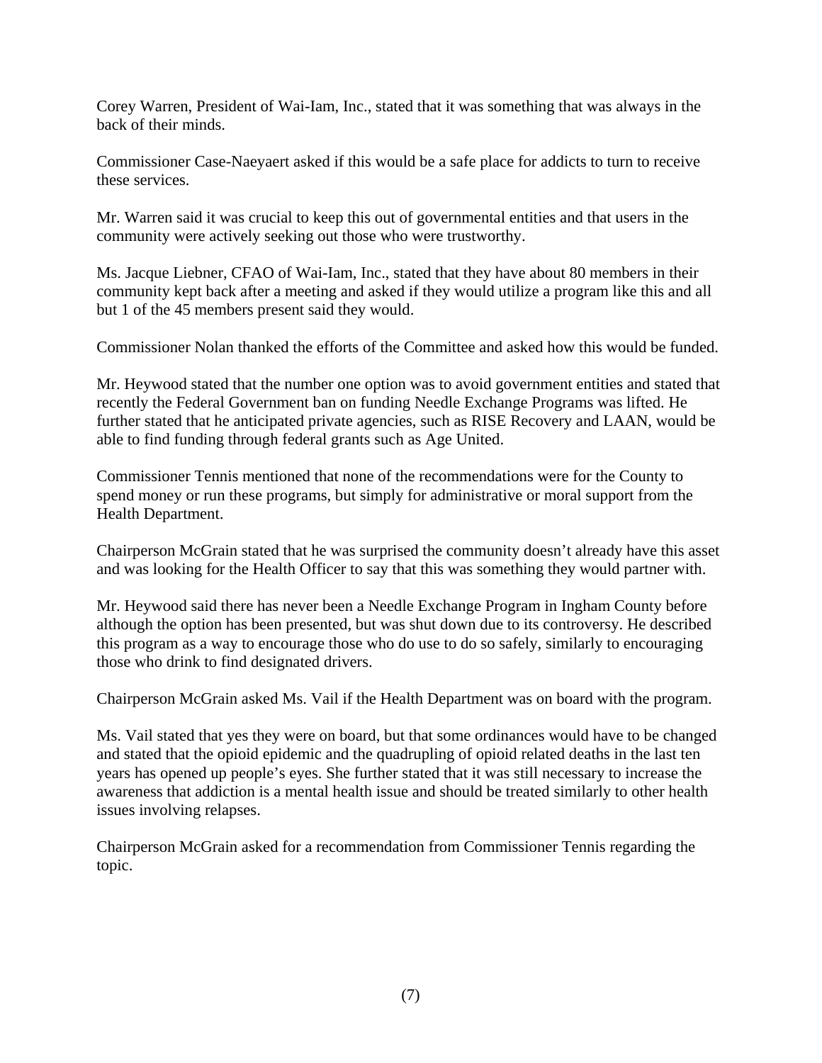Corey Warren, President of Wai-Iam, Inc., stated that it was something that was always in the back of their minds.

Commissioner Case-Naeyaert asked if this would be a safe place for addicts to turn to receive these services.

Mr. Warren said it was crucial to keep this out of governmental entities and that users in the community were actively seeking out those who were trustworthy.

Ms. Jacque Liebner, CFAO of Wai-Iam, Inc., stated that they have about 80 members in their community kept back after a meeting and asked if they would utilize a program like this and all but 1 of the 45 members present said they would.

Commissioner Nolan thanked the efforts of the Committee and asked how this would be funded.

Mr. Heywood stated that the number one option was to avoid government entities and stated that recently the Federal Government ban on funding Needle Exchange Programs was lifted. He further stated that he anticipated private agencies, such as RISE Recovery and LAAN, would be able to find funding through federal grants such as Age United.

Commissioner Tennis mentioned that none of the recommendations were for the County to spend money or run these programs, but simply for administrative or moral support from the Health Department.

Chairperson McGrain stated that he was surprised the community doesn't already have this asset and was looking for the Health Officer to say that this was something they would partner with.

Mr. Heywood said there has never been a Needle Exchange Program in Ingham County before although the option has been presented, but was shut down due to its controversy. He described this program as a way to encourage those who do use to do so safely, similarly to encouraging those who drink to find designated drivers.

Chairperson McGrain asked Ms. Vail if the Health Department was on board with the program.

Ms. Vail stated that yes they were on board, but that some ordinances would have to be changed and stated that the opioid epidemic and the quadrupling of opioid related deaths in the last ten years has opened up people's eyes. She further stated that it was still necessary to increase the awareness that addiction is a mental health issue and should be treated similarly to other health issues involving relapses.

Chairperson McGrain asked for a recommendation from Commissioner Tennis regarding the topic.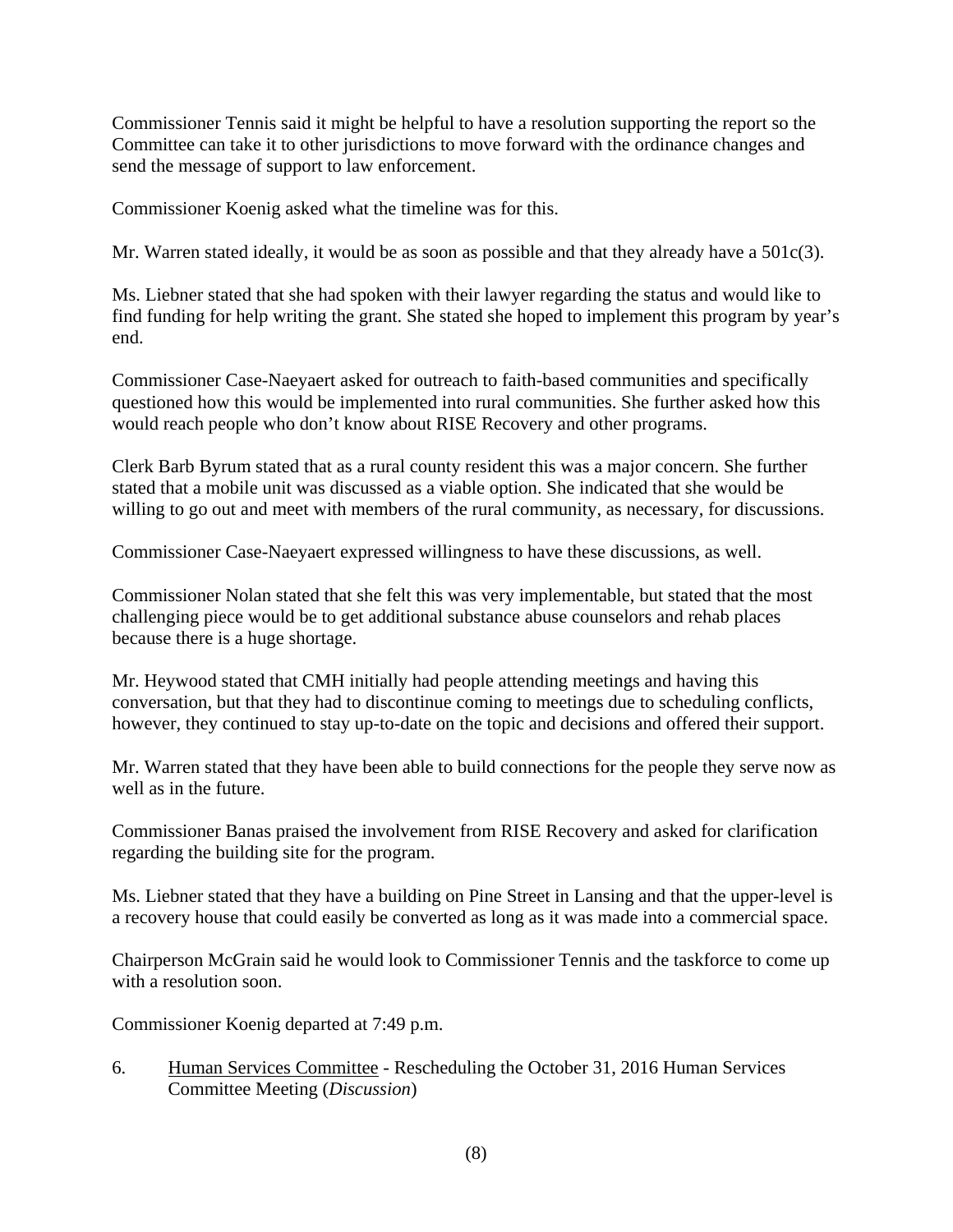Commissioner Tennis said it might be helpful to have a resolution supporting the report so the Committee can take it to other jurisdictions to move forward with the ordinance changes and send the message of support to law enforcement.

Commissioner Koenig asked what the timeline was for this.

Mr. Warren stated ideally, it would be as soon as possible and that they already have a 501c(3).

Ms. Liebner stated that she had spoken with their lawyer regarding the status and would like to find funding for help writing the grant. She stated she hoped to implement this program by year's end.

Commissioner Case-Naeyaert asked for outreach to faith-based communities and specifically questioned how this would be implemented into rural communities. She further asked how this would reach people who don't know about RISE Recovery and other programs.

Clerk Barb Byrum stated that as a rural county resident this was a major concern. She further stated that a mobile unit was discussed as a viable option. She indicated that she would be willing to go out and meet with members of the rural community, as necessary, for discussions.

Commissioner Case-Naeyaert expressed willingness to have these discussions, as well.

Commissioner Nolan stated that she felt this was very implementable, but stated that the most challenging piece would be to get additional substance abuse counselors and rehab places because there is a huge shortage.

Mr. Heywood stated that CMH initially had people attending meetings and having this conversation, but that they had to discontinue coming to meetings due to scheduling conflicts, however, they continued to stay up-to-date on the topic and decisions and offered their support.

Mr. Warren stated that they have been able to build connections for the people they serve now as well as in the future.

Commissioner Banas praised the involvement from RISE Recovery and asked for clarification regarding the building site for the program.

Ms. Liebner stated that they have a building on Pine Street in Lansing and that the upper-level is a recovery house that could easily be converted as long as it was made into a commercial space.

Chairperson McGrain said he would look to Commissioner Tennis and the taskforce to come up with a resolution soon.

Commissioner Koenig departed at 7:49 p.m.

6. Human Services Committee - Rescheduling the October 31, 2016 Human Services Committee Meeting (*Discussion*)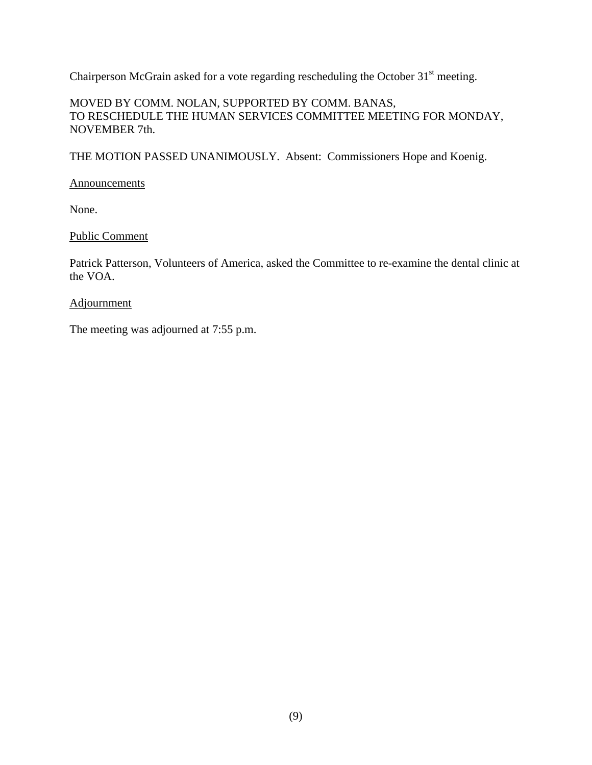Chairperson McGrain asked for a vote regarding rescheduling the October 31st meeting.

MOVED BY COMM. NOLAN, SUPPORTED BY COMM. BANAS,
TO RESCHEDULE THE HUMAN SERVICES COMMITTEE MEETING FOR MONDAY, NOVEMBER 7th.

THE MOTION PASSED UNANIMOUSLY. Absent: Commissioners Hope and Koenig.

Announcements

None.

Public Comment

Patrick Patterson, Volunteers of America, asked the Committee to re-examine the dental clinic at the VOA.

Adjournment

The meeting was adjourned at 7:55 p.m.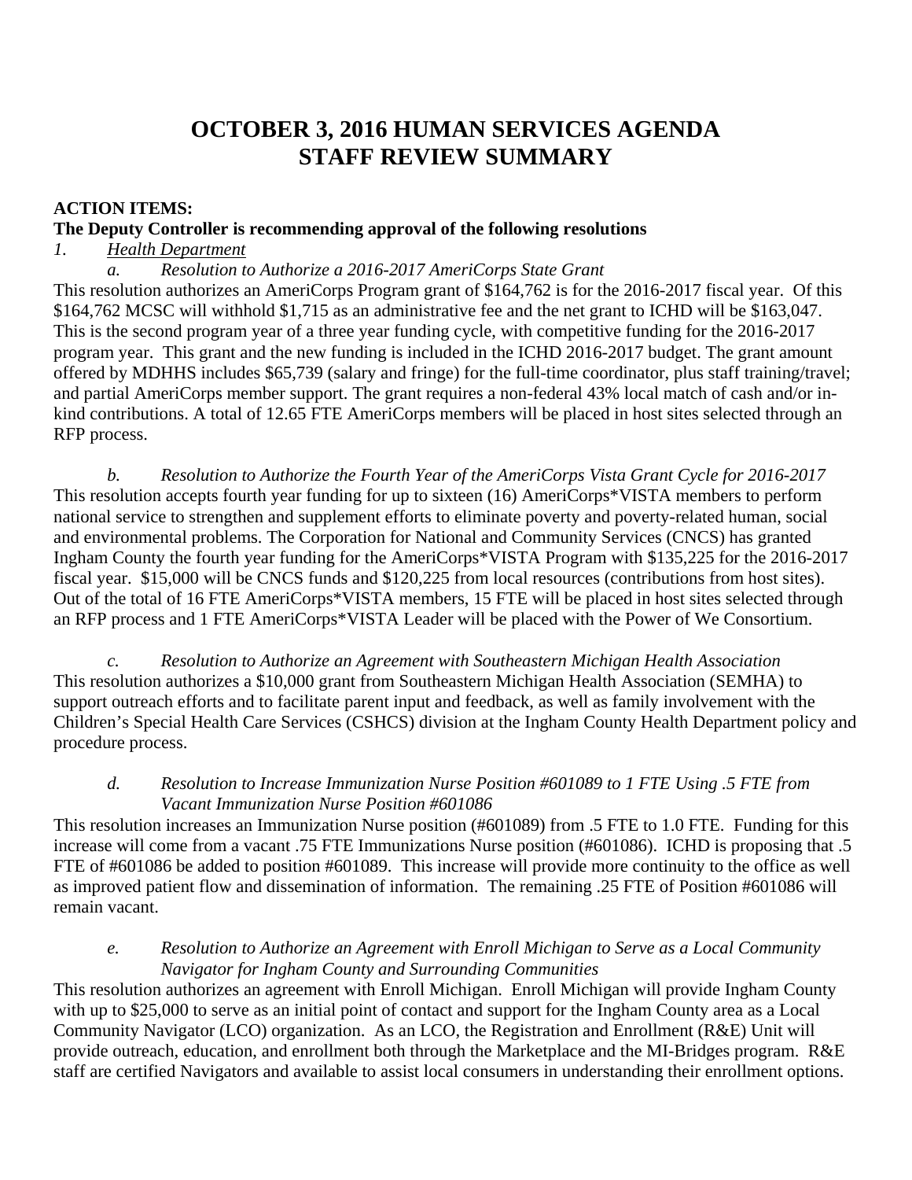# OCTOBER 3, 2016 HUMAN SERVICES AGENDA
# STAFF REVIEW SUMMARY

**ACTION ITEMS:**

**The Deputy Controller is recommending approval of the following resolutions**

*1. Health Department*

*a. Resolution to Authorize a 2016-2017 AmeriCorps State Grant*

This resolution authorizes an AmeriCorps Program grant of $164,762 is for the 2016-2017 fiscal year. Of this $164,762 MCSC will withhold $1,715 as an administrative fee and the net grant to ICHD will be $163,047. This is the second program year of a three year funding cycle, with competitive funding for the 2016-2017 program year. This grant and the new funding is included in the ICHD 2016-2017 budget. The grant amount offered by MDHHS includes $65,739 (salary and fringe) for the full-time coordinator, plus staff training/travel; and partial AmeriCorps member support. The grant requires a non-federal 43% local match of cash and/or in-kind contributions. A total of 12.65 FTE AmeriCorps members will be placed in host sites selected through an RFP process.

*b. Resolution to Authorize the Fourth Year of the AmeriCorps Vista Grant Cycle for 2016-2017*

This resolution accepts fourth year funding for up to sixteen (16) AmeriCorps*VISTA members to perform national service to strengthen and supplement efforts to eliminate poverty and poverty-related human, social and environmental problems. The Corporation for National and Community Services (CNCS) has granted Ingham County the fourth year funding for the AmeriCorps*VISTA Program with $135,225 for the 2016-2017 fiscal year. $15,000 will be CNCS funds and $120,225 from local resources (contributions from host sites). Out of the total of 16 FTE AmeriCorps*VISTA members, 15 FTE will be placed in host sites selected through an RFP process and 1 FTE AmeriCorps*VISTA Leader will be placed with the Power of We Consortium.

*c. Resolution to Authorize an Agreement with Southeastern Michigan Health Association*

This resolution authorizes a $10,000 grant from Southeastern Michigan Health Association (SEMHA) to support outreach efforts and to facilitate parent input and feedback, as well as family involvement with the Children's Special Health Care Services (CSHCS) division at the Ingham County Health Department policy and procedure process.

*d. Resolution to Increase Immunization Nurse Position #601089 to 1 FTE Using .5 FTE from Vacant Immunization Nurse Position #601086*

This resolution increases an Immunization Nurse position (#601089) from .5 FTE to 1.0 FTE. Funding for this increase will come from a vacant .75 FTE Immunizations Nurse position (#601086). ICHD is proposing that .5 FTE of #601086 be added to position #601089. This increase will provide more continuity to the office as well as improved patient flow and dissemination of information. The remaining .25 FTE of Position #601086 will remain vacant.

*e. Resolution to Authorize an Agreement with Enroll Michigan to Serve as a Local Community Navigator for Ingham County and Surrounding Communities*

This resolution authorizes an agreement with Enroll Michigan. Enroll Michigan will provide Ingham County with up to $25,000 to serve as an initial point of contact and support for the Ingham County area as a Local Community Navigator (LCO) organization. As an LCO, the Registration and Enrollment (R&E) Unit will provide outreach, education, and enrollment both through the Marketplace and the MI-Bridges program. R&E staff are certified Navigators and available to assist local consumers in understanding their enrollment options.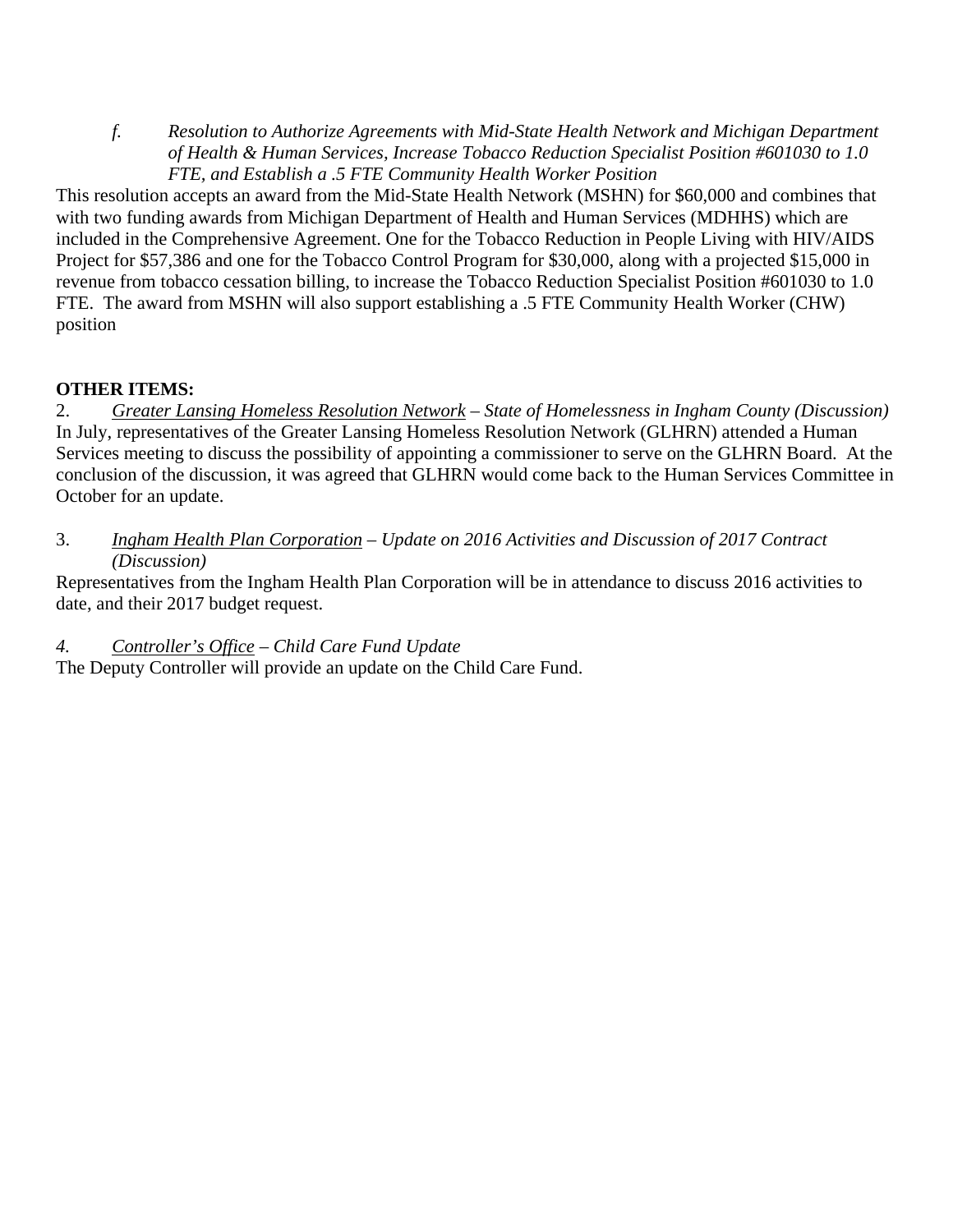*f. Resolution to Authorize Agreements with Mid-State Health Network and Michigan Department of Health & Human Services, Increase Tobacco Reduction Specialist Position #601030 to 1.0 FTE, and Establish a .5 FTE Community Health Worker Position*

This resolution accepts an award from the Mid-State Health Network (MSHN) for $60,000 and combines that with two funding awards from Michigan Department of Health and Human Services (MDHHS) which are included in the Comprehensive Agreement. One for the Tobacco Reduction in People Living with HIV/AIDS Project for $57,386 and one for the Tobacco Control Program for $30,000, along with a projected $15,000 in revenue from tobacco cessation billing, to increase the Tobacco Reduction Specialist Position #601030 to 1.0 FTE. The award from MSHN will also support establishing a .5 FTE Community Health Worker (CHW) position

**OTHER ITEMS:**

2. <u>Greater Lansing Homeless Resolution Network</u> – *State of Homelessness in Ingham County (Discussion)*

In July, representatives of the Greater Lansing Homeless Resolution Network (GLHRN) attended a Human Services meeting to discuss the possibility of appointing a commissioner to serve on the GLHRN Board. At the conclusion of the discussion, it was agreed that GLHRN would come back to the Human Services Committee in October for an update.

3. <u>Ingham Health Plan Corporation</u> – *Update on 2016 Activities and Discussion of 2017 Contract (Discussion)*

Representatives from the Ingham Health Plan Corporation will be in attendance to discuss 2016 activities to date, and their 2017 budget request.

*4. <u>Controller's Office</u> – Child Care Fund Update*

The Deputy Controller will provide an update on the Child Care Fund.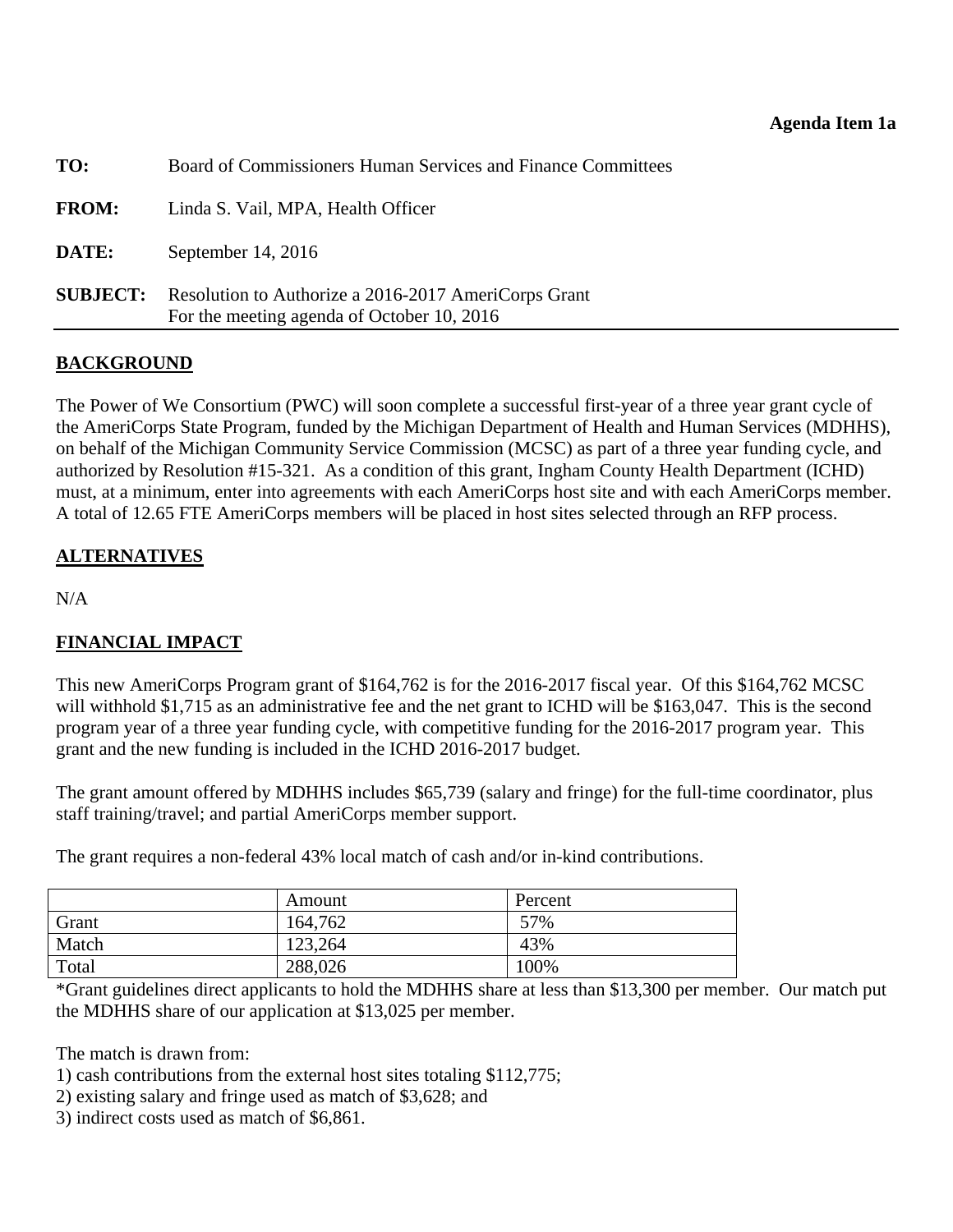**Agenda Item 1a**

| | |
|---|---|
| **TO:** | Board of Commissioners Human Services and Finance Committees |
| **FROM:** | Linda S. Vail, MPA, Health Officer |
| **DATE:** | September 14, 2016 |
| **SUBJECT:** | Resolution to Authorize a 2016-2017 AmeriCorps Grant<br>For the meeting agenda of October 10, 2016 |

## BACKGROUND

The Power of We Consortium (PWC) will soon complete a successful first-year of a three year grant cycle of the AmeriCorps State Program, funded by the Michigan Department of Health and Human Services (MDHHS), on behalf of the Michigan Community Service Commission (MCSC) as part of a three year funding cycle, and authorized by Resolution #15-321. As a condition of this grant, Ingham County Health Department (ICHD) must, at a minimum, enter into agreements with each AmeriCorps host site and with each AmeriCorps member. A total of 12.65 FTE AmeriCorps members will be placed in host sites selected through an RFP process.

## ALTERNATIVES

N/A

## FINANCIAL IMPACT

This new AmeriCorps Program grant of $164,762 is for the 2016-2017 fiscal year. Of this $164,762 MCSC will withhold $1,715 as an administrative fee and the net grant to ICHD will be $163,047. This is the second program year of a three year funding cycle, with competitive funding for the 2016-2017 program year. This grant and the new funding is included in the ICHD 2016-2017 budget.

The grant amount offered by MDHHS includes $65,739 (salary and fringe) for the full-time coordinator, plus staff training/travel; and partial AmeriCorps member support.

The grant requires a non-federal 43% local match of cash and/or in-kind contributions.

| | Amount | Percent |
|---|---|---|
| Grant | 164,762 | 57% |
| Match | 123,264 | 43% |
| Total | 288,026 | 100% |

*Grant guidelines direct applicants to hold the MDHHS share at less than $13,300 per member. Our match put the MDHHS share of our application at $13,025 per member.

The match is drawn from:
1) cash contributions from the external host sites totaling $112,775;
2) existing salary and fringe used as match of $3,628; and
3) indirect costs used as match of $6,861.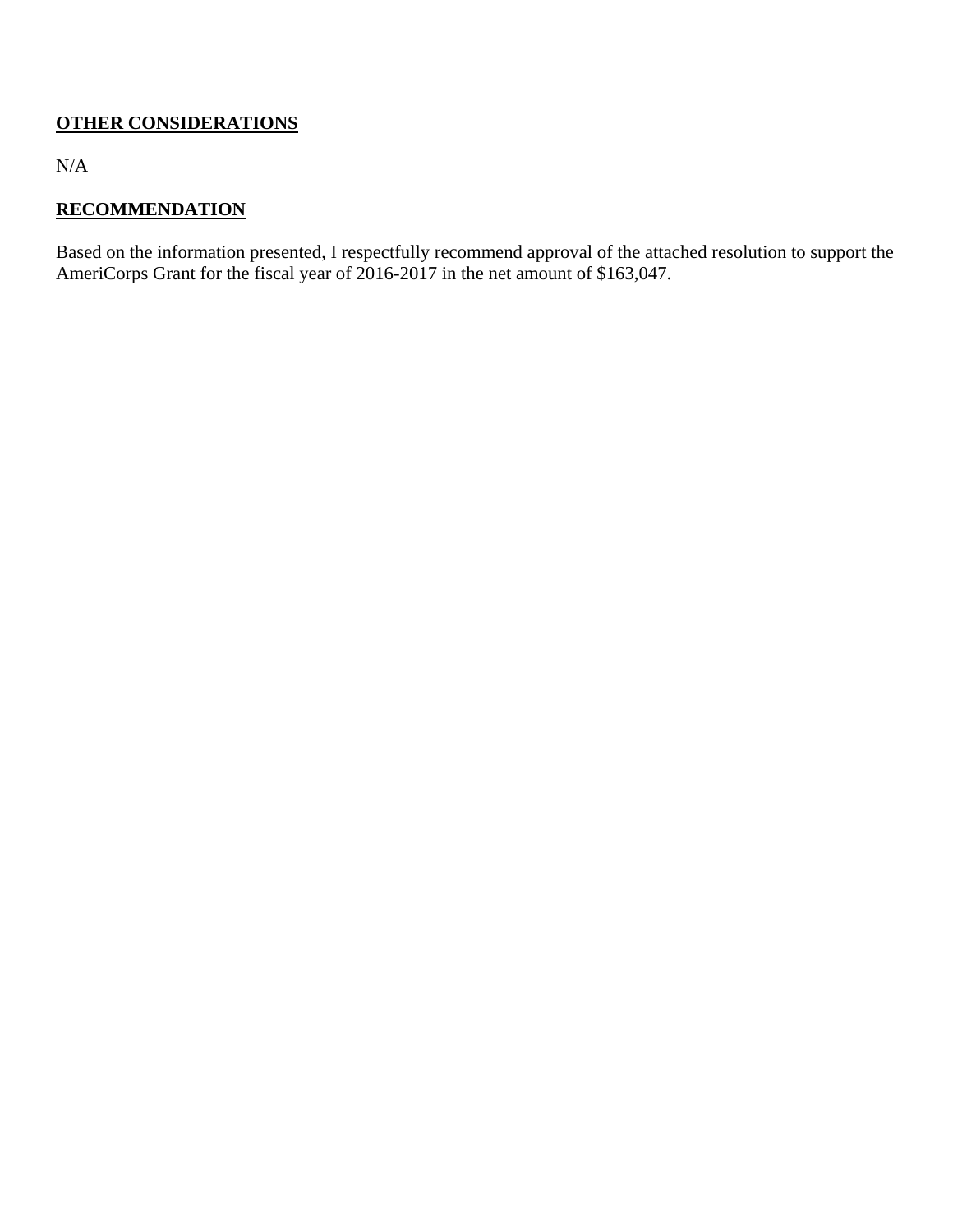## OTHER CONSIDERATIONS

N/A

## RECOMMENDATION

Based on the information presented, I respectfully recommend approval of the attached resolution to support the AmeriCorps Grant for the fiscal year of 2016-2017 in the net amount of $163,047.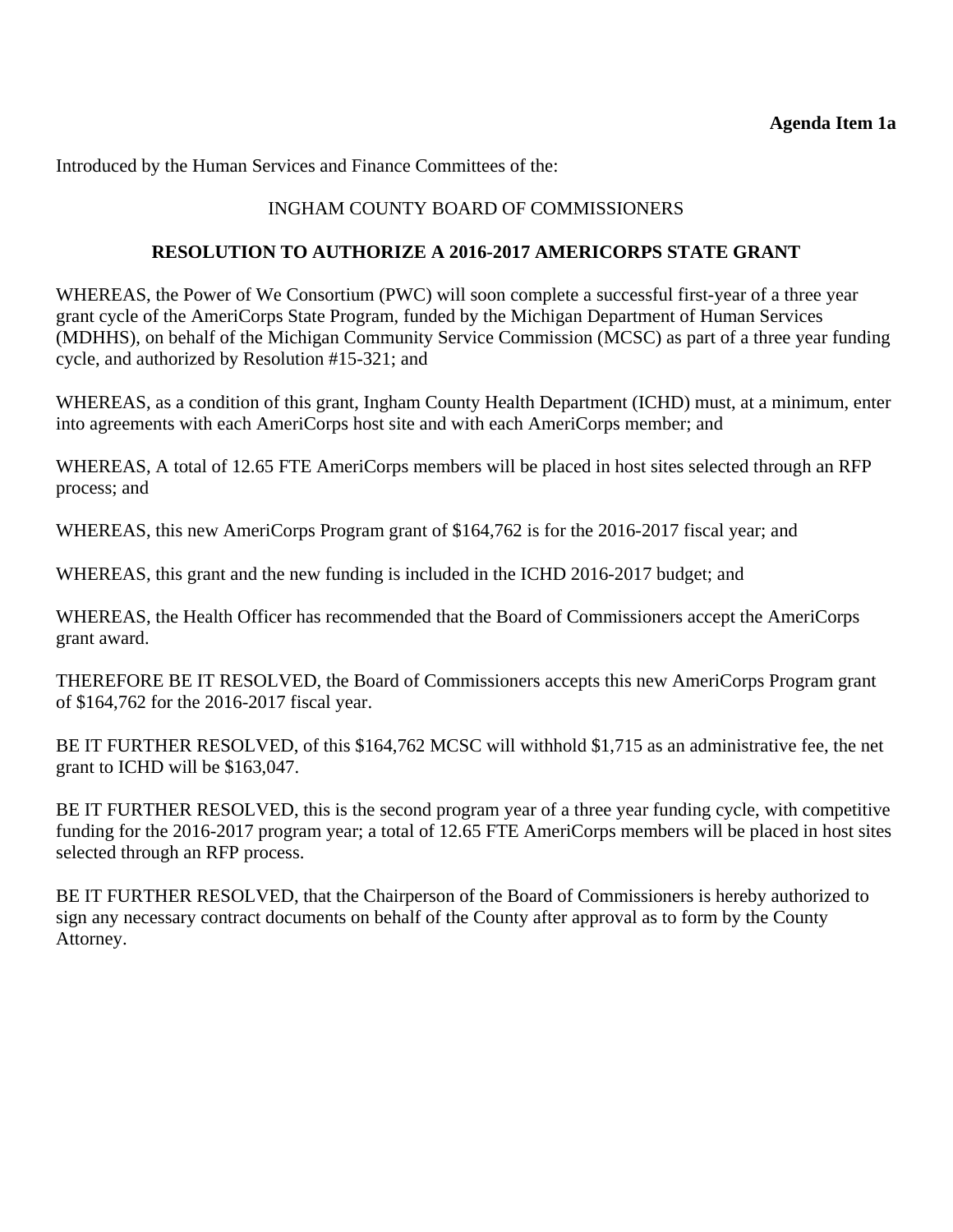**Agenda Item 1a**

Introduced by the Human Services and Finance Committees of the:

INGHAM COUNTY BOARD OF COMMISSIONERS

**RESOLUTION TO AUTHORIZE A 2016-2017 AMERICORPS STATE GRANT**

WHEREAS, the Power of We Consortium (PWC) will soon complete a successful first-year of a three year grant cycle of the AmeriCorps State Program, funded by the Michigan Department of Human Services (MDHHS), on behalf of the Michigan Community Service Commission (MCSC) as part of a three year funding cycle, and authorized by Resolution #15-321; and

WHEREAS, as a condition of this grant, Ingham County Health Department (ICHD) must, at a minimum, enter into agreements with each AmeriCorps host site and with each AmeriCorps member; and

WHEREAS, A total of 12.65 FTE AmeriCorps members will be placed in host sites selected through an RFP process; and

WHEREAS, this new AmeriCorps Program grant of $164,762 is for the 2016-2017 fiscal year; and

WHEREAS, this grant and the new funding is included in the ICHD 2016-2017 budget; and

WHEREAS, the Health Officer has recommended that the Board of Commissioners accept the AmeriCorps grant award.

THEREFORE BE IT RESOLVED, the Board of Commissioners accepts this new AmeriCorps Program grant of $164,762 for the 2016-2017 fiscal year.

BE IT FURTHER RESOLVED, of this $164,762 MCSC will withhold $1,715 as an administrative fee, the net grant to ICHD will be $163,047.

BE IT FURTHER RESOLVED, this is the second program year of a three year funding cycle, with competitive funding for the 2016-2017 program year; a total of 12.65 FTE AmeriCorps members will be placed in host sites selected through an RFP process.

BE IT FURTHER RESOLVED, that the Chairperson of the Board of Commissioners is hereby authorized to sign any necessary contract documents on behalf of the County after approval as to form by the County Attorney.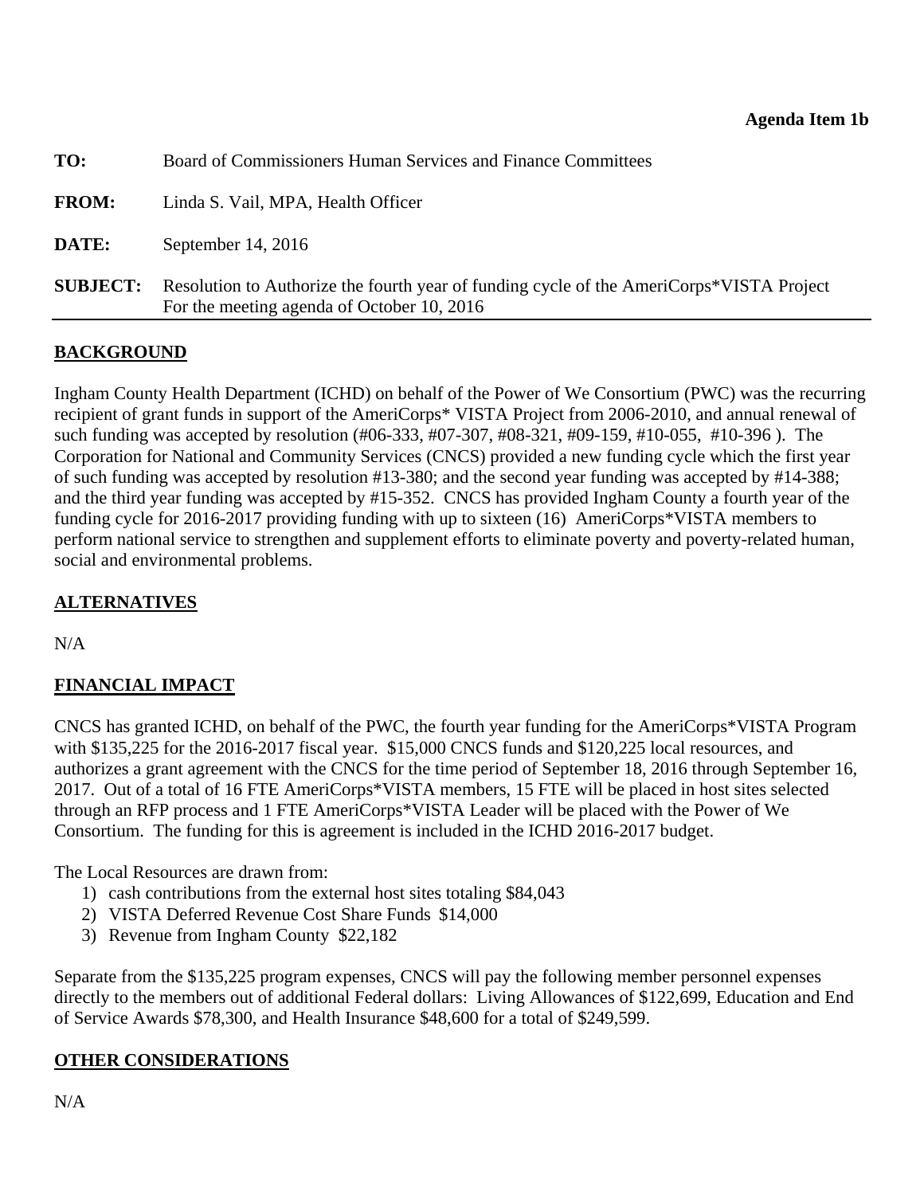**Agenda Item 1b**

**TO:** Board of Commissioners Human Services and Finance Committees

**FROM:** Linda S. Vail, MPA, Health Officer

**DATE:** September 14, 2016

**SUBJECT:** Resolution to Authorize the fourth year of funding cycle of the AmeriCorps*VISTA Project For the meeting agenda of October 10, 2016

---

## BACKGROUND

Ingham County Health Department (ICHD) on behalf of the Power of We Consortium (PWC) was the recurring recipient of grant funds in support of the AmeriCorps* VISTA Project from 2006-2010, and annual renewal of such funding was accepted by resolution (#06-333, #07-307, #08-321, #09-159, #10-055, #10-396 ). The Corporation for National and Community Services (CNCS) provided a new funding cycle which the first year of such funding was accepted by resolution #13-380; and the second year funding was accepted by #14-388; and the third year funding was accepted by #15-352. CNCS has provided Ingham County a fourth year of the funding cycle for 2016-2017 providing funding with up to sixteen (16) AmeriCorps*VISTA members to perform national service to strengthen and supplement efforts to eliminate poverty and poverty-related human, social and environmental problems.

## ALTERNATIVES

N/A

## FINANCIAL IMPACT

CNCS has granted ICHD, on behalf of the PWC, the fourth year funding for the AmeriCorps*VISTA Program with $135,225 for the 2016-2017 fiscal year. $15,000 CNCS funds and $120,225 local resources, and authorizes a grant agreement with the CNCS for the time period of September 18, 2016 through September 16, 2017. Out of a total of 16 FTE AmeriCorps*VISTA members, 15 FTE will be placed in host sites selected through an RFP process and 1 FTE AmeriCorps*VISTA Leader will be placed with the Power of We Consortium. The funding for this is agreement is included in the ICHD 2016-2017 budget.

The Local Resources are drawn from:

1) cash contributions from the external host sites totaling $84,043
2) VISTA Deferred Revenue Cost Share Funds $14,000
3) Revenue from Ingham County $22,182

Separate from the $135,225 program expenses, CNCS will pay the following member personnel expenses directly to the members out of additional Federal dollars: Living Allowances of $122,699, Education and End of Service Awards $78,300, and Health Insurance $48,600 for a total of $249,599.

## OTHER CONSIDERATIONS

N/A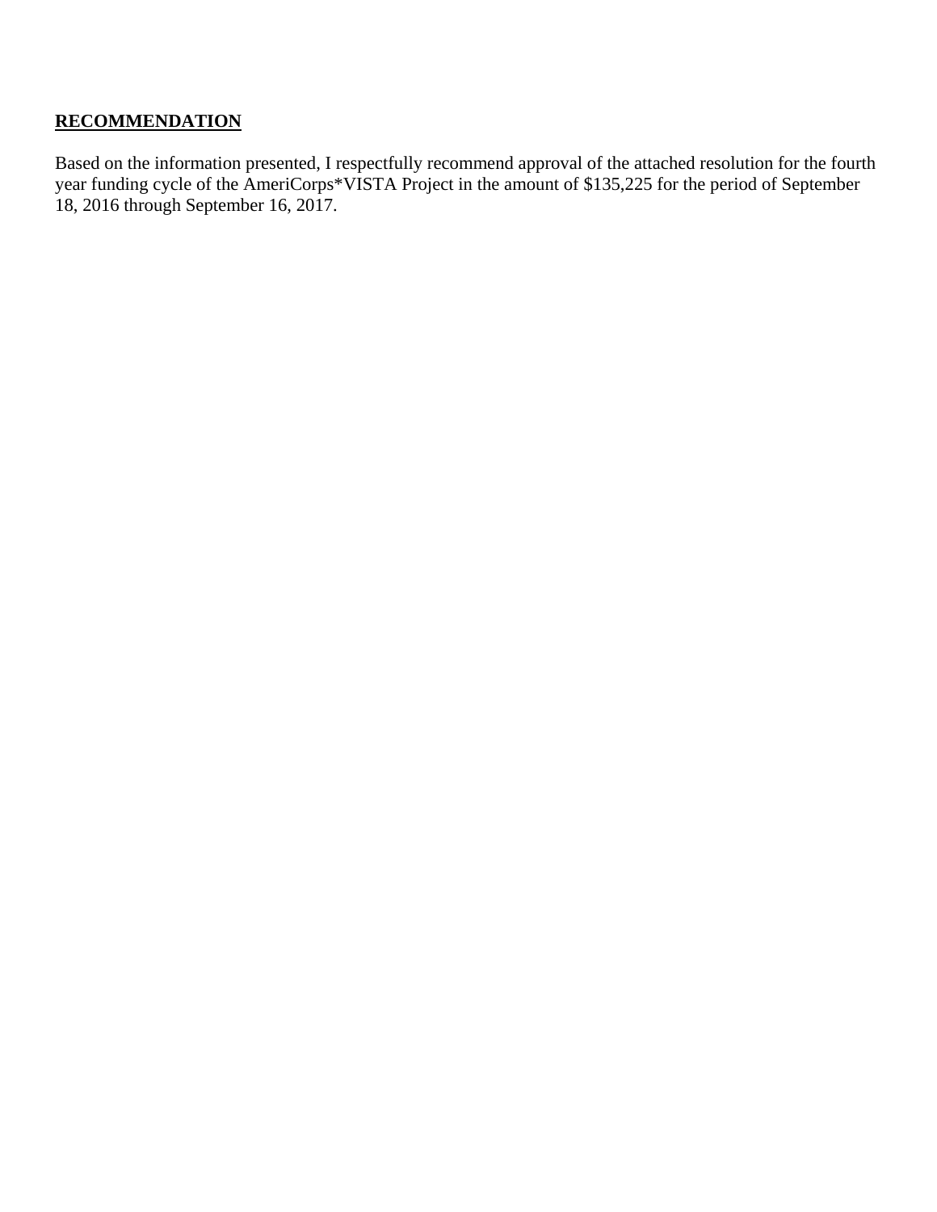**RECOMMENDATION**

Based on the information presented, I respectfully recommend approval of the attached resolution for the fourth year funding cycle of the AmeriCorps*VISTA Project in the amount of $135,225 for the period of September 18, 2016 through September 16, 2017.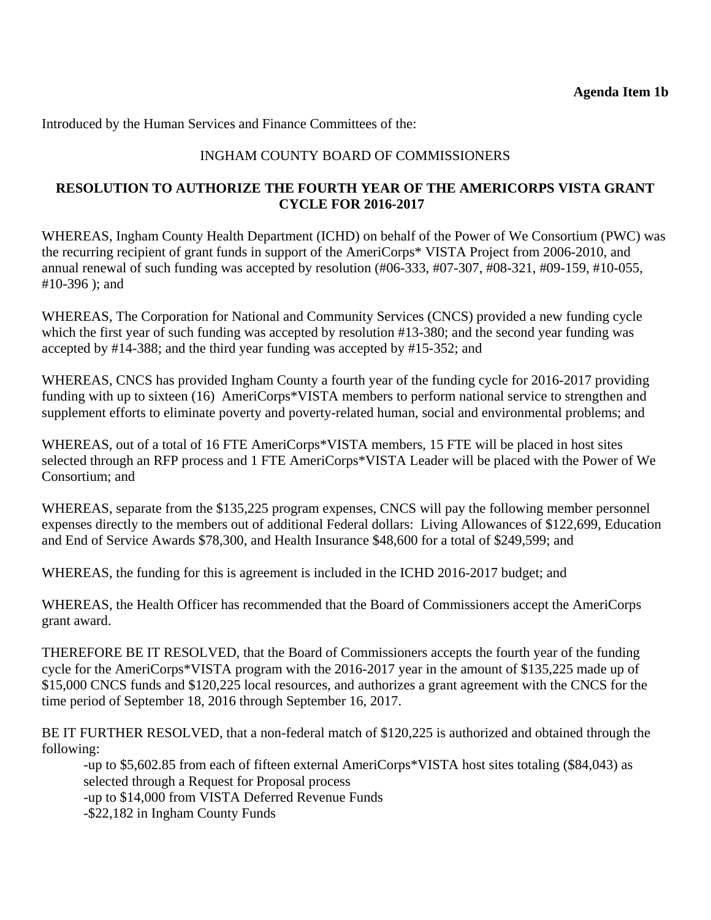**Agenda Item 1b**

Introduced by the Human Services and Finance Committees of the:

INGHAM COUNTY BOARD OF COMMISSIONERS

**RESOLUTION TO AUTHORIZE THE FOURTH YEAR OF THE AMERICORPS VISTA GRANT CYCLE FOR 2016-2017**

WHEREAS, Ingham County Health Department (ICHD) on behalf of the Power of We Consortium (PWC) was the recurring recipient of grant funds in support of the AmeriCorps* VISTA Project from 2006-2010, and annual renewal of such funding was accepted by resolution (#06-333, #07-307, #08-321, #09-159, #10-055, #10-396 ); and

WHEREAS, The Corporation for National and Community Services (CNCS) provided a new funding cycle which the first year of such funding was accepted by resolution #13-380; and the second year funding was accepted by #14-388; and the third year funding was accepted by #15-352; and

WHEREAS, CNCS has provided Ingham County a fourth year of the funding cycle for 2016-2017 providing funding with up to sixteen (16) AmeriCorps*VISTA members to perform national service to strengthen and supplement efforts to eliminate poverty and poverty-related human, social and environmental problems; and

WHEREAS, out of a total of 16 FTE AmeriCorps*VISTA members, 15 FTE will be placed in host sites selected through an RFP process and 1 FTE AmeriCorps*VISTA Leader will be placed with the Power of We Consortium; and

WHEREAS, separate from the $135,225 program expenses, CNCS will pay the following member personnel expenses directly to the members out of additional Federal dollars: Living Allowances of $122,699, Education and End of Service Awards $78,300, and Health Insurance $48,600 for a total of $249,599; and

WHEREAS, the funding for this is agreement is included in the ICHD 2016-2017 budget; and

WHEREAS, the Health Officer has recommended that the Board of Commissioners accept the AmeriCorps grant award.

THEREFORE BE IT RESOLVED, that the Board of Commissioners accepts the fourth year of the funding cycle for the AmeriCorps*VISTA program with the 2016-2017 year in the amount of $135,225 made up of $15,000 CNCS funds and $120,225 local resources, and authorizes a grant agreement with the CNCS for the time period of September 18, 2016 through September 16, 2017.

BE IT FURTHER RESOLVED, that a non-federal match of $120,225 is authorized and obtained through the following:

-up to $5,602.85 from each of fifteen external AmeriCorps*VISTA host sites totaling ($84,043) as selected through a Request for Proposal process  
-up to $14,000 from VISTA Deferred Revenue Funds  
-$22,182 in Ingham County Funds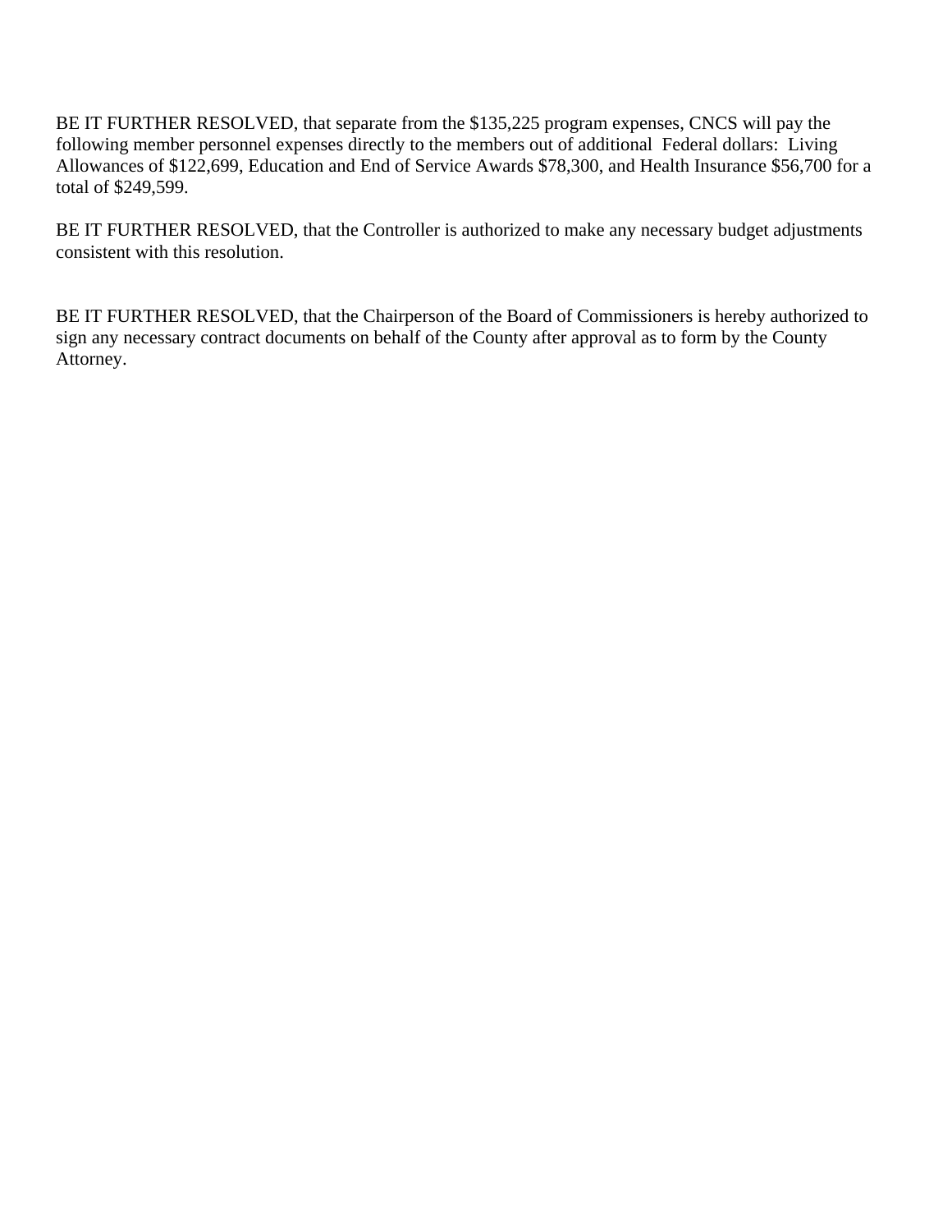BE IT FURTHER RESOLVED, that separate from the $135,225 program expenses, CNCS will pay the following member personnel expenses directly to the members out of additional Federal dollars: Living Allowances of $122,699, Education and End of Service Awards $78,300, and Health Insurance $56,700 for a total of $249,599.

BE IT FURTHER RESOLVED, that the Controller is authorized to make any necessary budget adjustments consistent with this resolution.

BE IT FURTHER RESOLVED, that the Chairperson of the Board of Commissioners is hereby authorized to sign any necessary contract documents on behalf of the County after approval as to form by the County Attorney.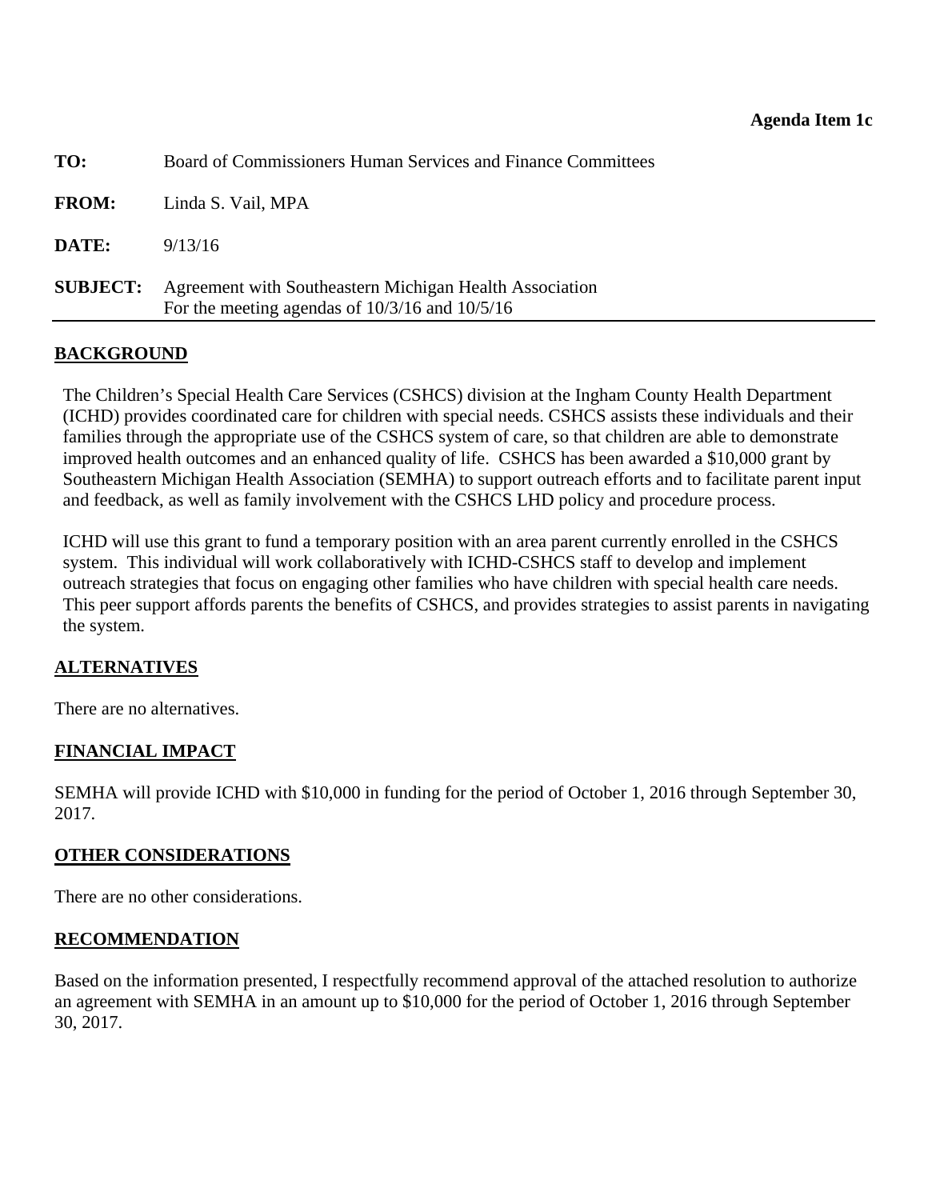**Agenda Item 1c**

**TO:** Board of Commissioners Human Services and Finance Committees

**FROM:** Linda S. Vail, MPA

**DATE:** 9/13/16

**SUBJECT:** Agreement with Southeastern Michigan Health Association
For the meeting agendas of 10/3/16 and 10/5/16

## BACKGROUND

The Children's Special Health Care Services (CSHCS) division at the Ingham County Health Department (ICHD) provides coordinated care for children with special needs. CSHCS assists these individuals and their families through the appropriate use of the CSHCS system of care, so that children are able to demonstrate improved health outcomes and an enhanced quality of life. CSHCS has been awarded a $10,000 grant by Southeastern Michigan Health Association (SEMHA) to support outreach efforts and to facilitate parent input and feedback, as well as family involvement with the CSHCS LHD policy and procedure process.

ICHD will use this grant to fund a temporary position with an area parent currently enrolled in the CSHCS system. This individual will work collaboratively with ICHD-CSHCS staff to develop and implement outreach strategies that focus on engaging other families who have children with special health care needs. This peer support affords parents the benefits of CSHCS, and provides strategies to assist parents in navigating the system.

## ALTERNATIVES

There are no alternatives.

## FINANCIAL IMPACT

SEMHA will provide ICHD with $10,000 in funding for the period of October 1, 2016 through September 30, 2017.

## OTHER CONSIDERATIONS

There are no other considerations.

## RECOMMENDATION

Based on the information presented, I respectfully recommend approval of the attached resolution to authorize an agreement with SEMHA in an amount up to $10,000 for the period of October 1, 2016 through September 30, 2017.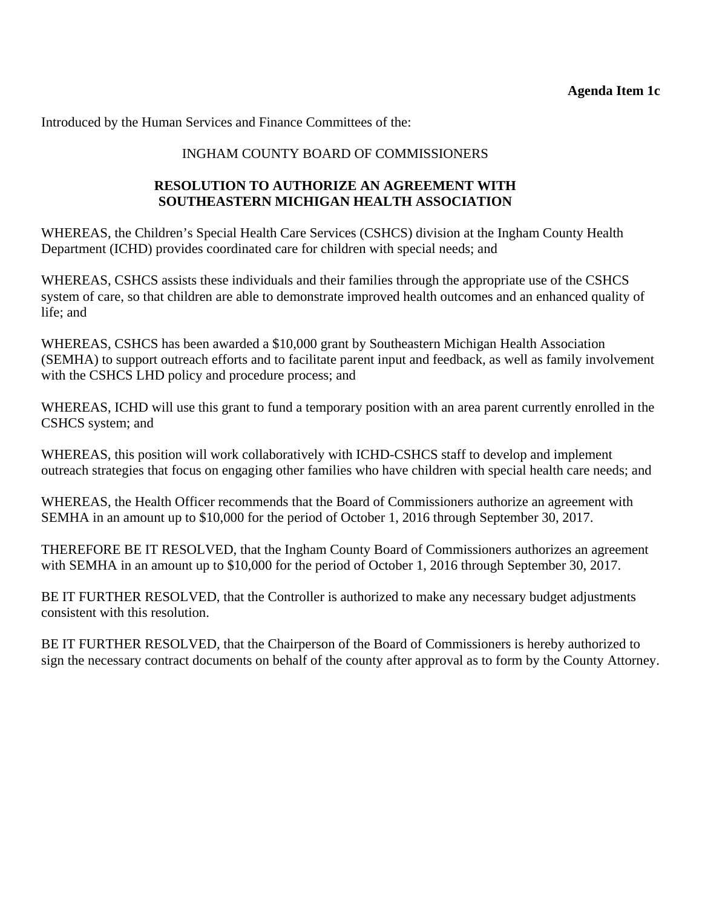**Agenda Item 1c**

Introduced by the Human Services and Finance Committees of the:

INGHAM COUNTY BOARD OF COMMISSIONERS

**RESOLUTION TO AUTHORIZE AN AGREEMENT WITH SOUTHEASTERN MICHIGAN HEALTH ASSOCIATION**

WHEREAS, the Children's Special Health Care Services (CSHCS) division at the Ingham County Health Department (ICHD) provides coordinated care for children with special needs; and

WHEREAS, CSHCS assists these individuals and their families through the appropriate use of the CSHCS system of care, so that children are able to demonstrate improved health outcomes and an enhanced quality of life; and

WHEREAS, CSHCS has been awarded a $10,000 grant by Southeastern Michigan Health Association (SEMHA) to support outreach efforts and to facilitate parent input and feedback, as well as family involvement with the CSHCS LHD policy and procedure process; and

WHEREAS, ICHD will use this grant to fund a temporary position with an area parent currently enrolled in the CSHCS system; and

WHEREAS, this position will work collaboratively with ICHD-CSHCS staff to develop and implement outreach strategies that focus on engaging other families who have children with special health care needs; and

WHEREAS, the Health Officer recommends that the Board of Commissioners authorize an agreement with SEMHA in an amount up to $10,000 for the period of October 1, 2016 through September 30, 2017.

THEREFORE BE IT RESOLVED, that the Ingham County Board of Commissioners authorizes an agreement with SEMHA in an amount up to $10,000 for the period of October 1, 2016 through September 30, 2017.

BE IT FURTHER RESOLVED, that the Controller is authorized to make any necessary budget adjustments consistent with this resolution.

BE IT FURTHER RESOLVED, that the Chairperson of the Board of Commissioners is hereby authorized to sign the necessary contract documents on behalf of the county after approval as to form by the County Attorney.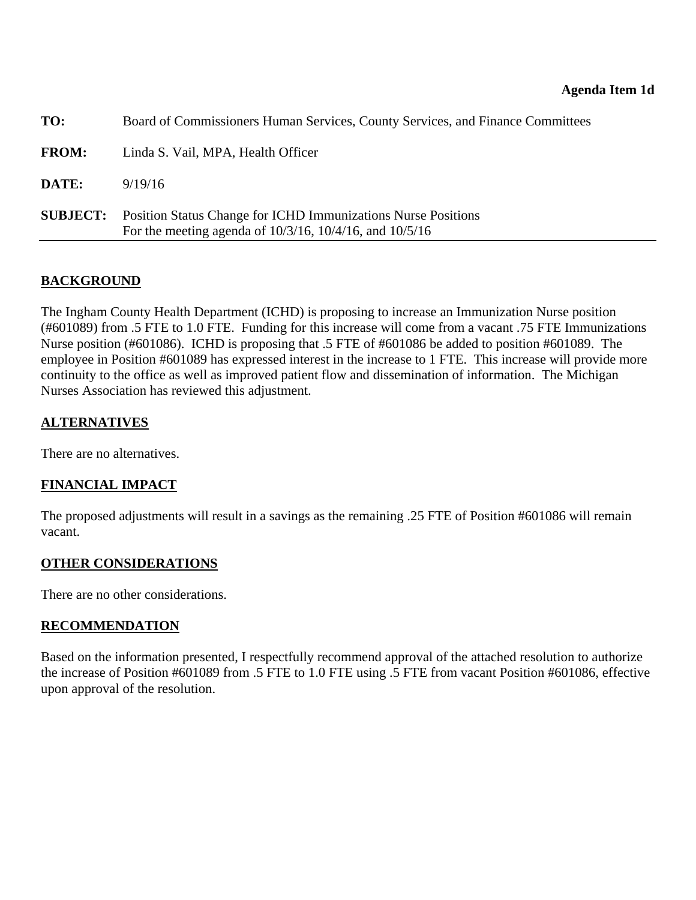**Agenda Item 1d**

**TO:** Board of Commissioners Human Services, County Services, and Finance Committees

**FROM:** Linda S. Vail, MPA, Health Officer

**DATE:** 9/19/16

**SUBJECT:** Position Status Change for ICHD Immunizations Nurse Positions
For the meeting agenda of 10/3/16, 10/4/16, and 10/5/16

---

## BACKGROUND

The Ingham County Health Department (ICHD) is proposing to increase an Immunization Nurse position (#601089) from .5 FTE to 1.0 FTE. Funding for this increase will come from a vacant .75 FTE Immunizations Nurse position (#601086). ICHD is proposing that .5 FTE of #601086 be added to position #601089. The employee in Position #601089 has expressed interest in the increase to 1 FTE. This increase will provide more continuity to the office as well as improved patient flow and dissemination of information. The Michigan Nurses Association has reviewed this adjustment.

## ALTERNATIVES

There are no alternatives.

## FINANCIAL IMPACT

The proposed adjustments will result in a savings as the remaining .25 FTE of Position #601086 will remain vacant.

## OTHER CONSIDERATIONS

There are no other considerations.

## RECOMMENDATION

Based on the information presented, I respectfully recommend approval of the attached resolution to authorize the increase of Position #601089 from .5 FTE to 1.0 FTE using .5 FTE from vacant Position #601086, effective upon approval of the resolution.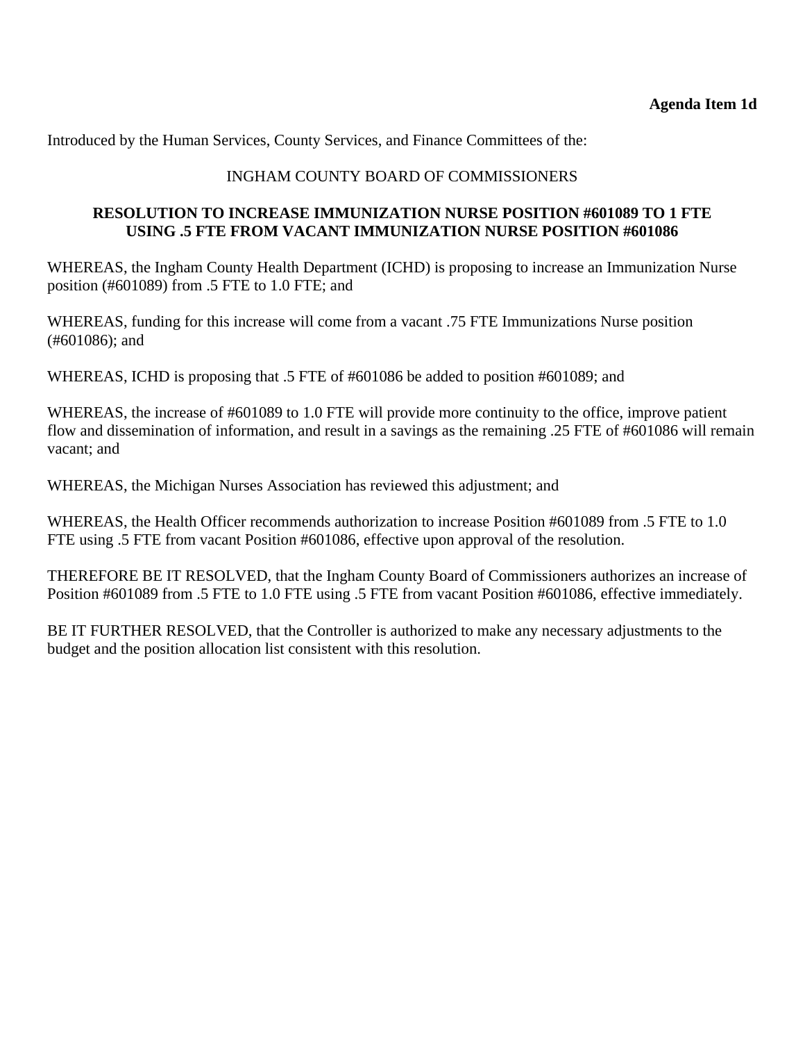**Agenda Item 1d**

Introduced by the Human Services, County Services, and Finance Committees of the:

INGHAM COUNTY BOARD OF COMMISSIONERS

**RESOLUTION TO INCREASE IMMUNIZATION NURSE POSITION #601089 TO 1 FTE USING .5 FTE FROM VACANT IMMUNIZATION NURSE POSITION #601086**

WHEREAS, the Ingham County Health Department (ICHD) is proposing to increase an Immunization Nurse position (#601089) from .5 FTE to 1.0 FTE; and

WHEREAS, funding for this increase will come from a vacant .75 FTE Immunizations Nurse position (#601086); and

WHEREAS, ICHD is proposing that .5 FTE of #601086 be added to position #601089; and

WHEREAS, the increase of #601089 to 1.0 FTE will provide more continuity to the office, improve patient flow and dissemination of information, and result in a savings as the remaining .25 FTE of #601086 will remain vacant; and

WHEREAS, the Michigan Nurses Association has reviewed this adjustment; and

WHEREAS, the Health Officer recommends authorization to increase Position #601089 from .5 FTE to 1.0 FTE using .5 FTE from vacant Position #601086, effective upon approval of the resolution.

THEREFORE BE IT RESOLVED, that the Ingham County Board of Commissioners authorizes an increase of Position #601089 from .5 FTE to 1.0 FTE using .5 FTE from vacant Position #601086, effective immediately.

BE IT FURTHER RESOLVED, that the Controller is authorized to make any necessary adjustments to the budget and the position allocation list consistent with this resolution.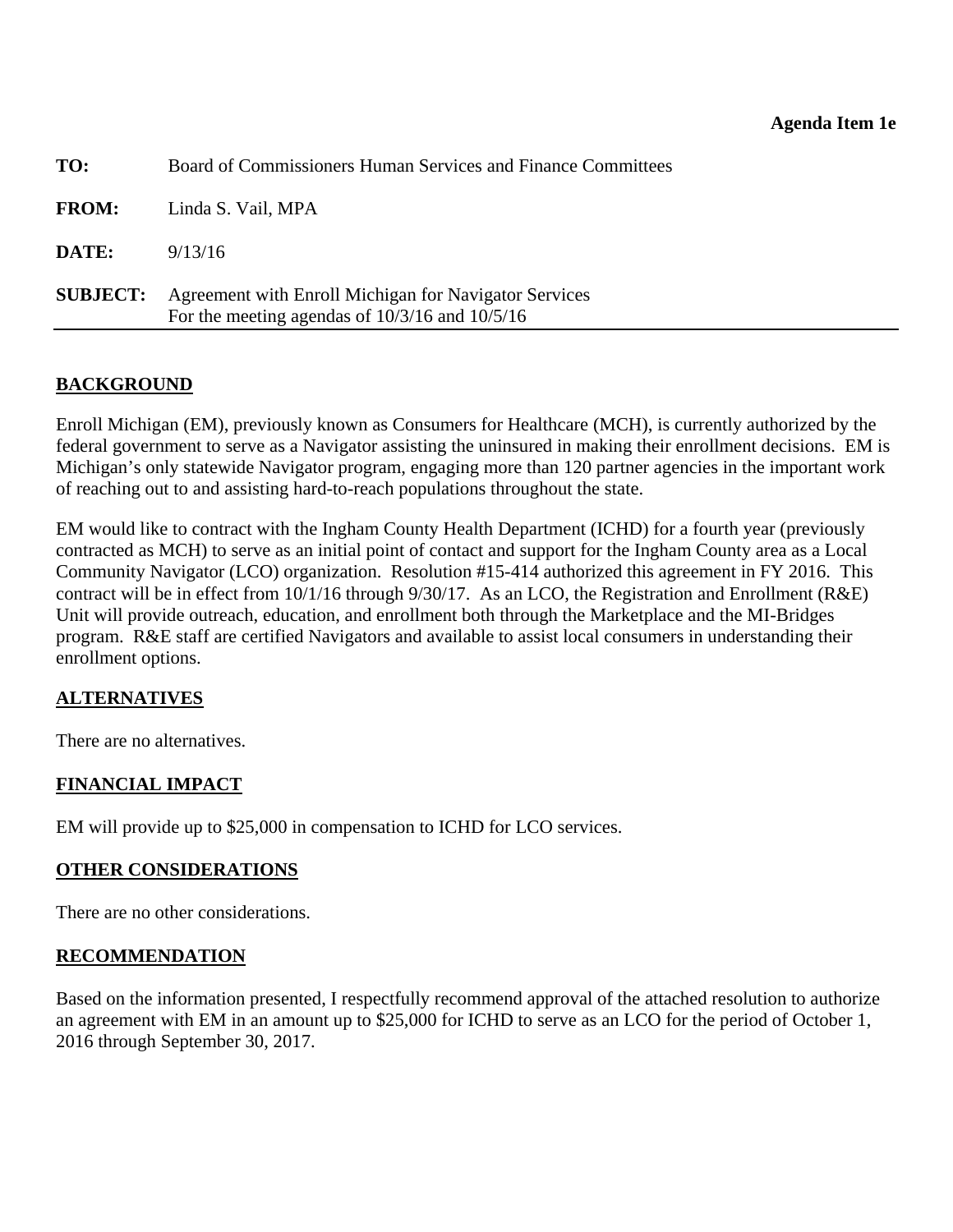**Agenda Item 1e**

**TO:** Board of Commissioners Human Services and Finance Committees

**FROM:** Linda S. Vail, MPA

**DATE:** 9/13/16

**SUBJECT:** Agreement with Enroll Michigan for Navigator Services
For the meeting agendas of 10/3/16 and 10/5/16

---

## BACKGROUND

Enroll Michigan (EM), previously known as Consumers for Healthcare (MCH), is currently authorized by the federal government to serve as a Navigator assisting the uninsured in making their enrollment decisions. EM is Michigan's only statewide Navigator program, engaging more than 120 partner agencies in the important work of reaching out to and assisting hard-to-reach populations throughout the state.

EM would like to contract with the Ingham County Health Department (ICHD) for a fourth year (previously contracted as MCH) to serve as an initial point of contact and support for the Ingham County area as a Local Community Navigator (LCO) organization. Resolution #15-414 authorized this agreement in FY 2016. This contract will be in effect from 10/1/16 through 9/30/17. As an LCO, the Registration and Enrollment (R&E) Unit will provide outreach, education, and enrollment both through the Marketplace and the MI-Bridges program. R&E staff are certified Navigators and available to assist local consumers in understanding their enrollment options.

## ALTERNATIVES

There are no alternatives.

## FINANCIAL IMPACT

EM will provide up to $25,000 in compensation to ICHD for LCO services.

## OTHER CONSIDERATIONS

There are no other considerations.

## RECOMMENDATION

Based on the information presented, I respectfully recommend approval of the attached resolution to authorize an agreement with EM in an amount up to $25,000 for ICHD to serve as an LCO for the period of October 1, 2016 through September 30, 2017.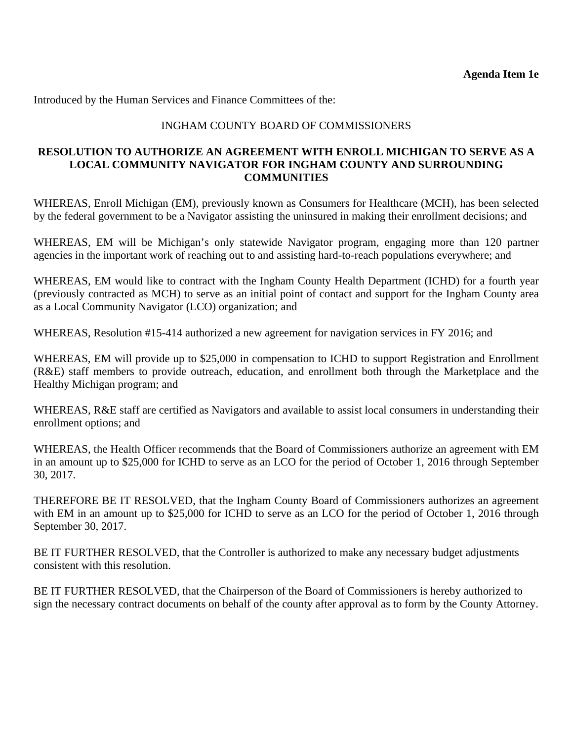**Agenda Item 1e**

Introduced by the Human Services and Finance Committees of the:

INGHAM COUNTY BOARD OF COMMISSIONERS

**RESOLUTION TO AUTHORIZE AN AGREEMENT WITH ENROLL MICHIGAN TO SERVE AS A LOCAL COMMUNITY NAVIGATOR FOR INGHAM COUNTY AND SURROUNDING COMMUNITIES**

WHEREAS, Enroll Michigan (EM), previously known as Consumers for Healthcare (MCH), has been selected by the federal government to be a Navigator assisting the uninsured in making their enrollment decisions; and

WHEREAS, EM will be Michigan's only statewide Navigator program, engaging more than 120 partner agencies in the important work of reaching out to and assisting hard-to-reach populations everywhere; and

WHEREAS, EM would like to contract with the Ingham County Health Department (ICHD) for a fourth year (previously contracted as MCH) to serve as an initial point of contact and support for the Ingham County area as a Local Community Navigator (LCO) organization; and

WHEREAS, Resolution #15-414 authorized a new agreement for navigation services in FY 2016; and

WHEREAS, EM will provide up to $25,000 in compensation to ICHD to support Registration and Enrollment (R&E) staff members to provide outreach, education, and enrollment both through the Marketplace and the Healthy Michigan program; and

WHEREAS, R&E staff are certified as Navigators and available to assist local consumers in understanding their enrollment options; and

WHEREAS, the Health Officer recommends that the Board of Commissioners authorize an agreement with EM in an amount up to $25,000 for ICHD to serve as an LCO for the period of October 1, 2016 through September 30, 2017.

THEREFORE BE IT RESOLVED, that the Ingham County Board of Commissioners authorizes an agreement with EM in an amount up to $25,000 for ICHD to serve as an LCO for the period of October 1, 2016 through September 30, 2017.

BE IT FURTHER RESOLVED, that the Controller is authorized to make any necessary budget adjustments consistent with this resolution.

BE IT FURTHER RESOLVED, that the Chairperson of the Board of Commissioners is hereby authorized to sign the necessary contract documents on behalf of the county after approval as to form by the County Attorney.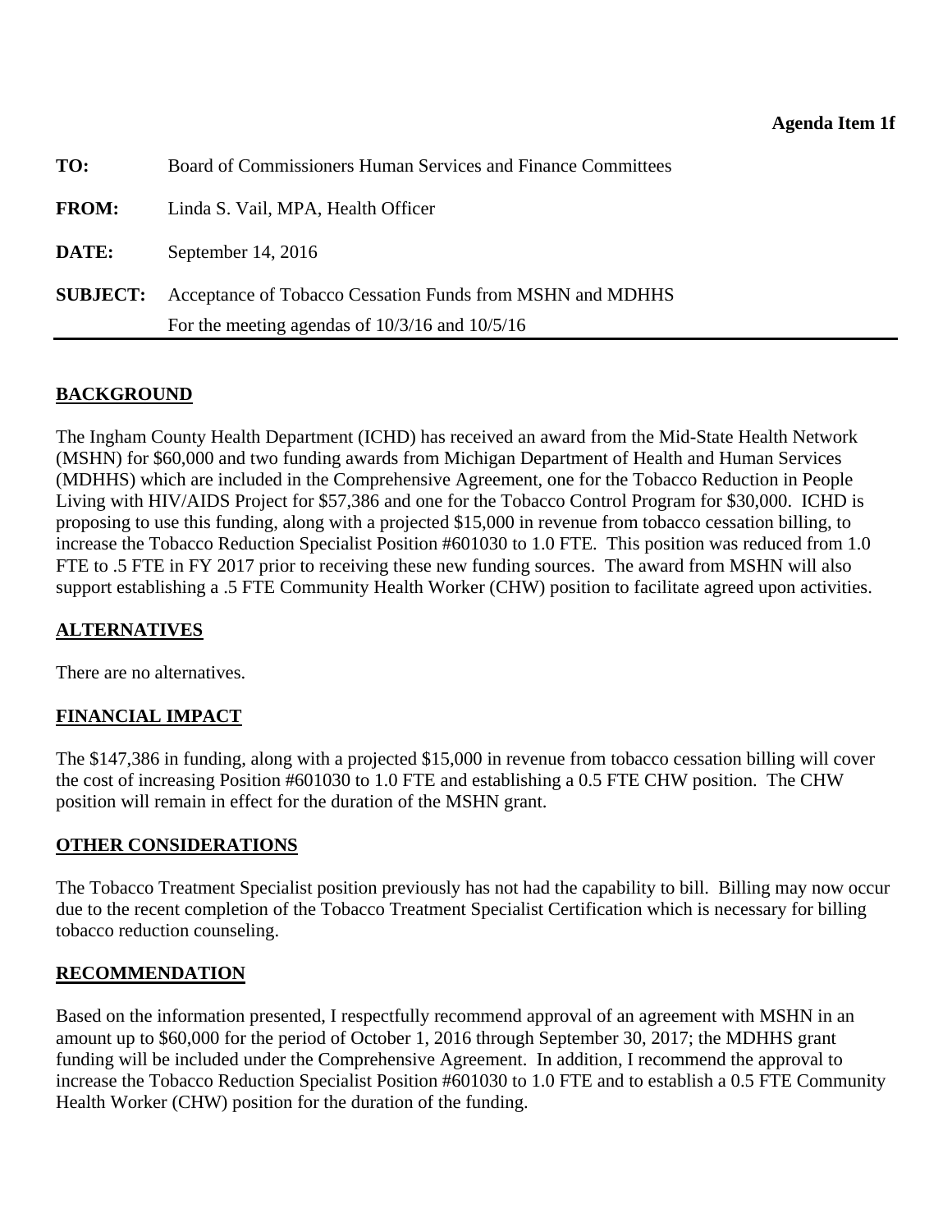**Agenda Item 1f**

**TO:** Board of Commissioners Human Services and Finance Committees

**FROM:** Linda S. Vail, MPA, Health Officer

**DATE:** September 14, 2016

**SUBJECT:** Acceptance of Tobacco Cessation Funds from MSHN and MDHHS
For the meeting agendas of 10/3/16 and 10/5/16

---

## BACKGROUND

The Ingham County Health Department (ICHD) has received an award from the Mid-State Health Network (MSHN) for $60,000 and two funding awards from Michigan Department of Health and Human Services (MDHHS) which are included in the Comprehensive Agreement, one for the Tobacco Reduction in People Living with HIV/AIDS Project for $57,386 and one for the Tobacco Control Program for $30,000. ICHD is proposing to use this funding, along with a projected $15,000 in revenue from tobacco cessation billing, to increase the Tobacco Reduction Specialist Position #601030 to 1.0 FTE. This position was reduced from 1.0 FTE to .5 FTE in FY 2017 prior to receiving these new funding sources. The award from MSHN will also support establishing a .5 FTE Community Health Worker (CHW) position to facilitate agreed upon activities.

## ALTERNATIVES

There are no alternatives.

## FINANCIAL IMPACT

The $147,386 in funding, along with a projected $15,000 in revenue from tobacco cessation billing will cover the cost of increasing Position #601030 to 1.0 FTE and establishing a 0.5 FTE CHW position. The CHW position will remain in effect for the duration of the MSHN grant.

## OTHER CONSIDERATIONS

The Tobacco Treatment Specialist position previously has not had the capability to bill. Billing may now occur due to the recent completion of the Tobacco Treatment Specialist Certification which is necessary for billing tobacco reduction counseling.

## RECOMMENDATION

Based on the information presented, I respectfully recommend approval of an agreement with MSHN in an amount up to $60,000 for the period of October 1, 2016 through September 30, 2017; the MDHHS grant funding will be included under the Comprehensive Agreement. In addition, I recommend the approval to increase the Tobacco Reduction Specialist Position #601030 to 1.0 FTE and to establish a 0.5 FTE Community Health Worker (CHW) position for the duration of the funding.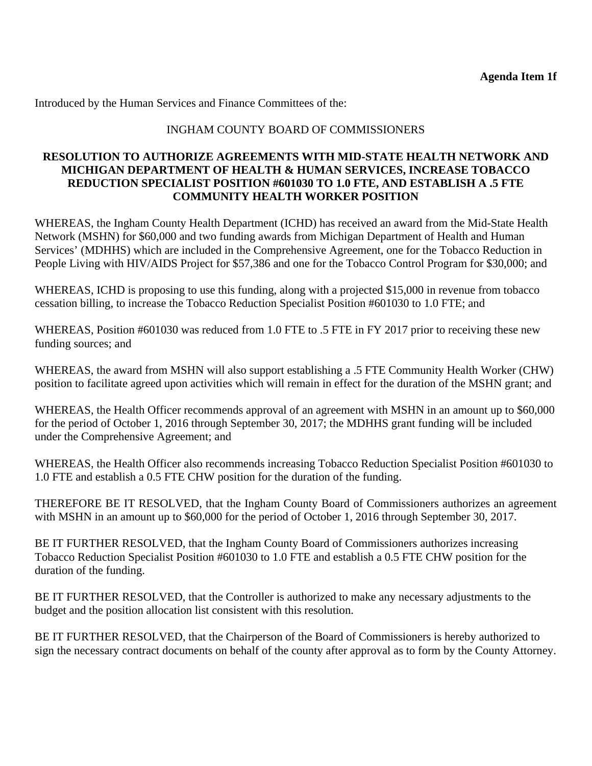**Agenda Item 1f**

Introduced by the Human Services and Finance Committees of the:

INGHAM COUNTY BOARD OF COMMISSIONERS

**RESOLUTION TO AUTHORIZE AGREEMENTS WITH MID-STATE HEALTH NETWORK AND MICHIGAN DEPARTMENT OF HEALTH & HUMAN SERVICES, INCREASE TOBACCO REDUCTION SPECIALIST POSITION #601030 TO 1.0 FTE, AND ESTABLISH A .5 FTE COMMUNITY HEALTH WORKER POSITION**

WHEREAS, the Ingham County Health Department (ICHD) has received an award from the Mid-State Health Network (MSHN) for $60,000 and two funding awards from Michigan Department of Health and Human Services' (MDHHS) which are included in the Comprehensive Agreement, one for the Tobacco Reduction in People Living with HIV/AIDS Project for $57,386 and one for the Tobacco Control Program for $30,000; and

WHEREAS, ICHD is proposing to use this funding, along with a projected $15,000 in revenue from tobacco cessation billing, to increase the Tobacco Reduction Specialist Position #601030 to 1.0 FTE; and

WHEREAS, Position #601030 was reduced from 1.0 FTE to .5 FTE in FY 2017 prior to receiving these new funding sources; and

WHEREAS, the award from MSHN will also support establishing a .5 FTE Community Health Worker (CHW) position to facilitate agreed upon activities which will remain in effect for the duration of the MSHN grant; and

WHEREAS, the Health Officer recommends approval of an agreement with MSHN in an amount up to $60,000 for the period of October 1, 2016 through September 30, 2017; the MDHHS grant funding will be included under the Comprehensive Agreement; and

WHEREAS, the Health Officer also recommends increasing Tobacco Reduction Specialist Position #601030 to 1.0 FTE and establish a 0.5 FTE CHW position for the duration of the funding.

THEREFORE BE IT RESOLVED, that the Ingham County Board of Commissioners authorizes an agreement with MSHN in an amount up to $60,000 for the period of October 1, 2016 through September 30, 2017.

BE IT FURTHER RESOLVED, that the Ingham County Board of Commissioners authorizes increasing Tobacco Reduction Specialist Position #601030 to 1.0 FTE and establish a 0.5 FTE CHW position for the duration of the funding.

BE IT FURTHER RESOLVED, that the Controller is authorized to make any necessary adjustments to the budget and the position allocation list consistent with this resolution.

BE IT FURTHER RESOLVED, that the Chairperson of the Board of Commissioners is hereby authorized to sign the necessary contract documents on behalf of the county after approval as to form by the County Attorney.